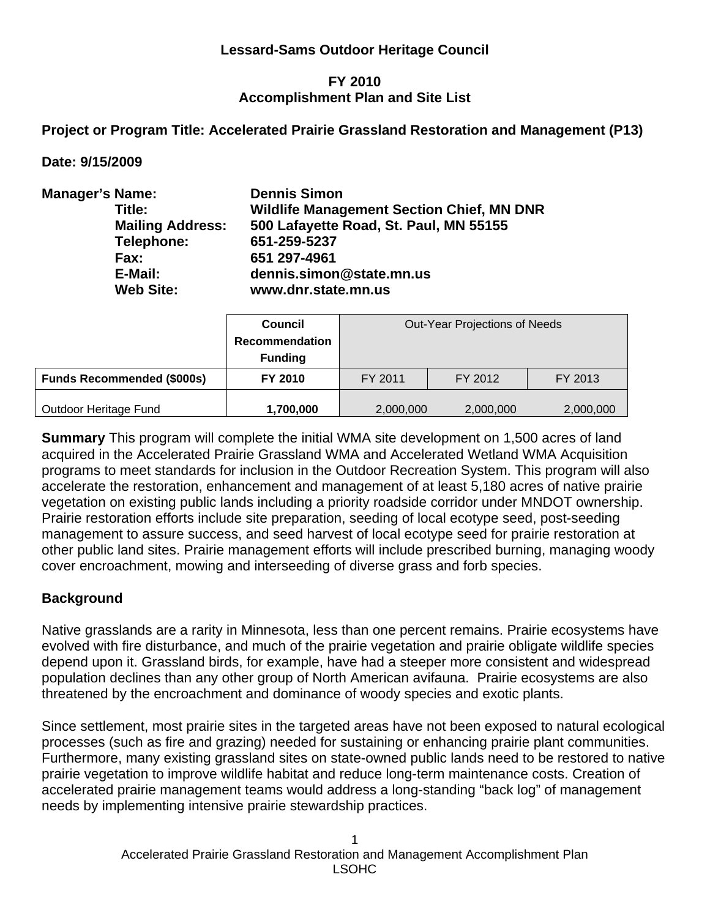**Lessard-Sams Outdoor Heritage Council**

**FY 2010**
**Accomplishment Plan and Site List**

**Project or Program Title: Accelerated Prairie Grassland Restoration and Management (P13)**

**Date: 9/15/2009**

**Manager's Name:** **Dennis Simon**
**Title:** **Wildlife Management Section Chief, MN DNR**
**Mailing Address:** **500 Lafayette Road, St. Paul, MN 55155**
**Telephone:** **651-259-5237**
**Fax:** **651 297-4961**
**E-Mail:** **dennis.simon@state.mn.us**
**Web Site:** **www.dnr.state.mn.us**

| | **Council Recommendation Funding** | Out-Year Projections of Needs | | |
|---|---|---|---|---|
| **Funds Recommended ($000s)** | **FY 2010** | FY 2011 | FY 2012 | FY 2013 |
| Outdoor Heritage Fund | **1,700,000** | 2,000,000 | 2,000,000 | 2,000,000 |

**Summary** This program will complete the initial WMA site development on 1,500 acres of land acquired in the Accelerated Prairie Grassland WMA and Accelerated Wetland WMA Acquisition programs to meet standards for inclusion in the Outdoor Recreation System. This program will also accelerate the restoration, enhancement and management of at least 5,180 acres of native prairie vegetation on existing public lands including a priority roadside corridor under MNDOT ownership. Prairie restoration efforts include site preparation, seeding of local ecotype seed, post-seeding management to assure success, and seed harvest of local ecotype seed for prairie restoration at other public land sites. Prairie management efforts will include prescribed burning, managing woody cover encroachment, mowing and interseeding of diverse grass and forb species.

## Background

Native grasslands are a rarity in Minnesota, less than one percent remains. Prairie ecosystems have evolved with fire disturbance, and much of the prairie vegetation and prairie obligate wildlife species depend upon it. Grassland birds, for example, have had a steeper more consistent and widespread population declines than any other group of North American avifauna. Prairie ecosystems are also threatened by the encroachment and dominance of woody species and exotic plants.

Since settlement, most prairie sites in the targeted areas have not been exposed to natural ecological processes (such as fire and grazing) needed for sustaining or enhancing prairie plant communities. Furthermore, many existing grassland sites on state-owned public lands need to be restored to native prairie vegetation to improve wildlife habitat and reduce long-term maintenance costs. Creation of accelerated prairie management teams would address a long-standing "back log" of management needs by implementing intensive prairie stewardship practices.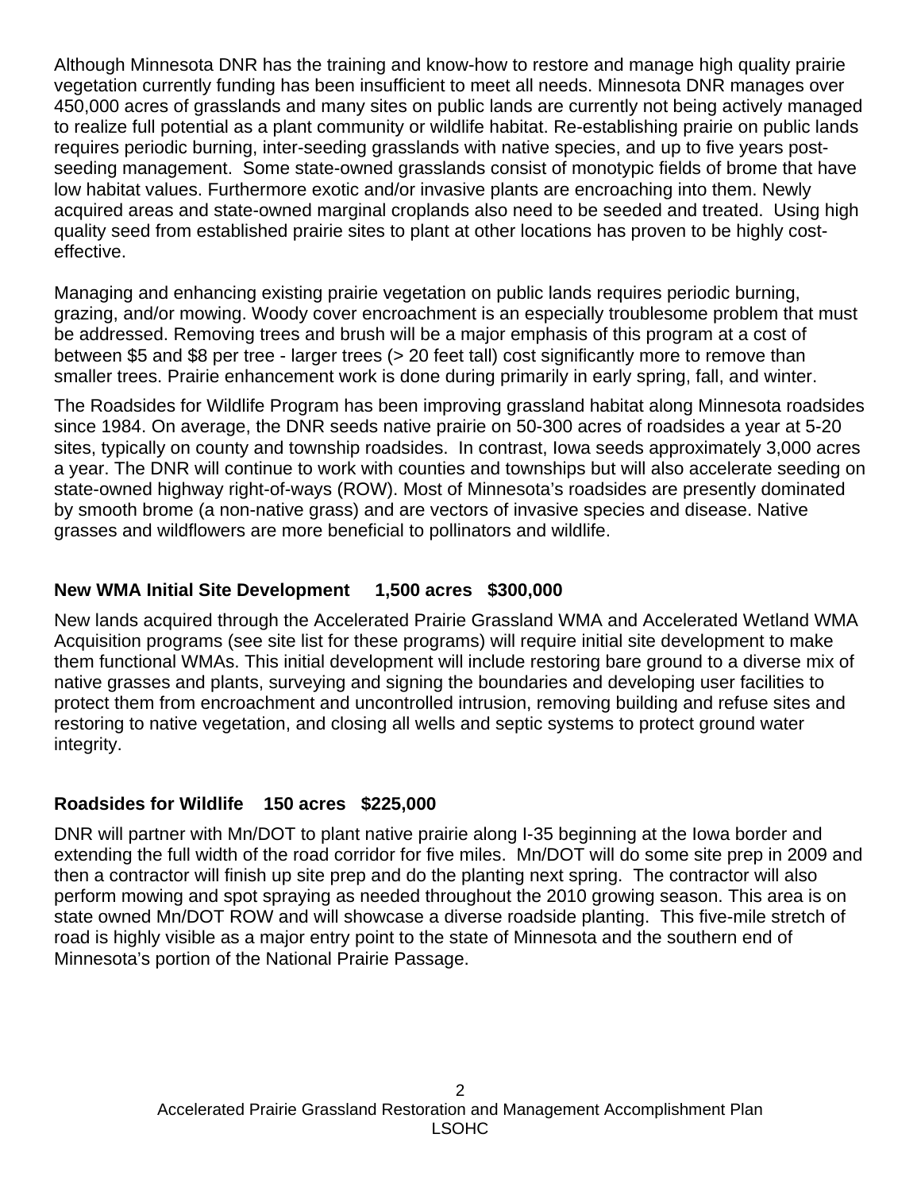Although Minnesota DNR has the training and know-how to restore and manage high quality prairie vegetation currently funding has been insufficient to meet all needs. Minnesota DNR manages over 450,000 acres of grasslands and many sites on public lands are currently not being actively managed to realize full potential as a plant community or wildlife habitat. Re-establishing prairie on public lands requires periodic burning, inter-seeding grasslands with native species, and up to five years post-seeding management. Some state-owned grasslands consist of monotypic fields of brome that have low habitat values. Furthermore exotic and/or invasive plants are encroaching into them. Newly acquired areas and state-owned marginal croplands also need to be seeded and treated. Using high quality seed from established prairie sites to plant at other locations has proven to be highly cost-effective.

Managing and enhancing existing prairie vegetation on public lands requires periodic burning, grazing, and/or mowing. Woody cover encroachment is an especially troublesome problem that must be addressed. Removing trees and brush will be a major emphasis of this program at a cost of between $5 and $8 per tree - larger trees (> 20 feet tall) cost significantly more to remove than smaller trees. Prairie enhancement work is done during primarily in early spring, fall, and winter.

The Roadsides for Wildlife Program has been improving grassland habitat along Minnesota roadsides since 1984. On average, the DNR seeds native prairie on 50-300 acres of roadsides a year at 5-20 sites, typically on county and township roadsides. In contrast, Iowa seeds approximately 3,000 acres a year. The DNR will continue to work with counties and townships but will also accelerate seeding on state-owned highway right-of-ways (ROW). Most of Minnesota's roadsides are presently dominated by smooth brome (a non-native grass) and are vectors of invasive species and disease. Native grasses and wildflowers are more beneficial to pollinators and wildlife.

**New WMA Initial Site Development   1,500 acres   $300,000**

New lands acquired through the Accelerated Prairie Grassland WMA and Accelerated Wetland WMA Acquisition programs (see site list for these programs) will require initial site development to make them functional WMAs. This initial development will include restoring bare ground to a diverse mix of native grasses and plants, surveying and signing the boundaries and developing user facilities to protect them from encroachment and uncontrolled intrusion, removing building and refuse sites and restoring to native vegetation, and closing all wells and septic systems to protect ground water integrity.

**Roadsides for Wildlife   150 acres   $225,000**

DNR will partner with Mn/DOT to plant native prairie along I-35 beginning at the Iowa border and extending the full width of the road corridor for five miles. Mn/DOT will do some site prep in 2009 and then a contractor will finish up site prep and do the planting next spring. The contractor will also perform mowing and spot spraying as needed throughout the 2010 growing season. This area is on state owned Mn/DOT ROW and will showcase a diverse roadside planting. This five-mile stretch of road is highly visible as a major entry point to the state of Minnesota and the southern end of Minnesota's portion of the National Prairie Passage.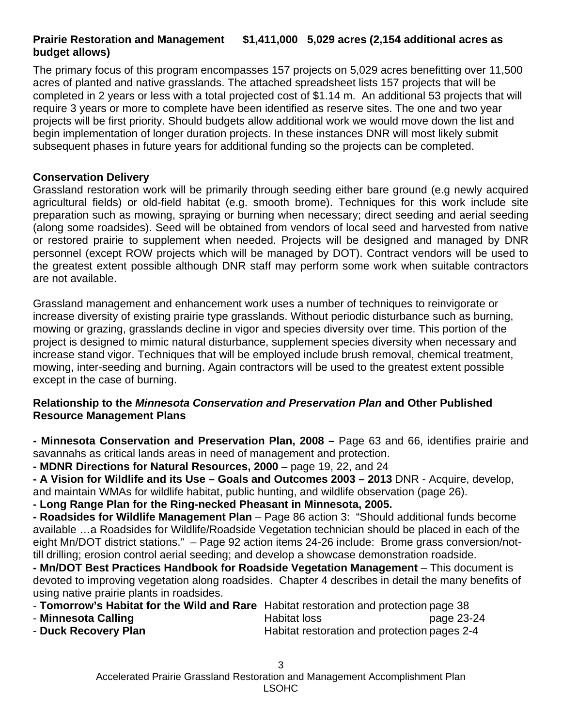**Prairie Restoration and Management $1,411,000 5,029 acres (2,154 additional acres as budget allows)**

The primary focus of this program encompasses 157 projects on 5,029 acres benefitting over 11,500 acres of planted and native grasslands. The attached spreadsheet lists 157 projects that will be completed in 2 years or less with a total projected cost of $1.14 m. An additional 53 projects that will require 3 years or more to complete have been identified as reserve sites. The one and two year projects will be first priority. Should budgets allow additional work we would move down the list and begin implementation of longer duration projects. In these instances DNR will most likely submit subsequent phases in future years for additional funding so the projects can be completed.

**Conservation Delivery**

Grassland restoration work will be primarily through seeding either bare ground (e.g newly acquired agricultural fields) or old-field habitat (e.g. smooth brome). Techniques for this work include site preparation such as mowing, spraying or burning when necessary; direct seeding and aerial seeding (along some roadsides). Seed will be obtained from vendors of local seed and harvested from native or restored prairie to supplement when needed. Projects will be designed and managed by DNR personnel (except ROW projects which will be managed by DOT). Contract vendors will be used to the greatest extent possible although DNR staff may perform some work when suitable contractors are not available.

Grassland management and enhancement work uses a number of techniques to reinvigorate or increase diversity of existing prairie type grasslands. Without periodic disturbance such as burning, mowing or grazing, grasslands decline in vigor and species diversity over time. This portion of the project is designed to mimic natural disturbance, supplement species diversity when necessary and increase stand vigor. Techniques that will be employed include brush removal, chemical treatment, mowing, inter-seeding and burning. Again contractors will be used to the greatest extent possible except in the case of burning.

**Relationship to the *Minnesota Conservation and Preservation Plan* and Other Published Resource Management Plans**

**- Minnesota Conservation and Preservation Plan, 2008 –** Page 63 and 66, identifies prairie and savannahs as critical lands areas in need of management and protection.

**- MDNR Directions for Natural Resources, 2000** – page 19, 22, and 24

**- A Vision for Wildlife and its Use – Goals and Outcomes 2003 – 2013** DNR - Acquire, develop, and maintain WMAs for wildlife habitat, public hunting, and wildlife observation (page 26).

**- Long Range Plan for the Ring-necked Pheasant in Minnesota, 2005.**

**- Roadsides for Wildlife Management Plan** – Page 86 action 3: "Should additional funds become available …a Roadsides for Wildlife/Roadside Vegetation technician should be placed in each of the eight Mn/DOT district stations." – Page 92 action items 24-26 include: Brome grass conversion/not-till drilling; erosion control aerial seeding; and develop a showcase demonstration roadside.

**- Mn/DOT Best Practices Handbook for Roadside Vegetation Management** – This document is devoted to improving vegetation along roadsides. Chapter 4 describes in detail the many benefits of using native prairie plants in roadsides.

| | | |
|---|---|---|
| - **Tomorrow's Habitat for the Wild and Rare** | Habitat restoration and protection | page 38 |
| - **Minnesota Calling** | Habitat loss | page 23-24 |
| - **Duck Recovery Plan** | Habitat restoration and protection | pages 2-4 |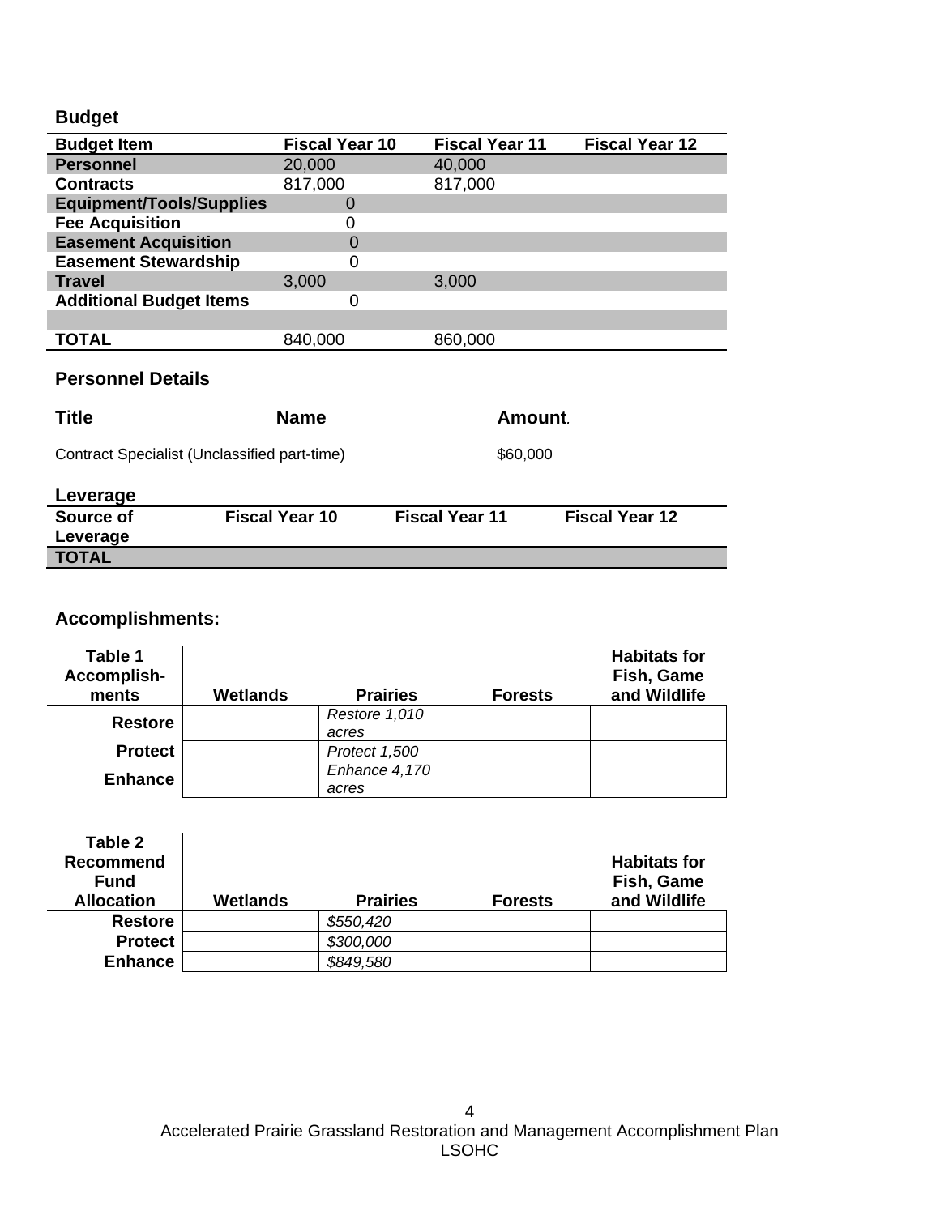## Budget

| Budget Item | Fiscal Year 10 | Fiscal Year 11 | Fiscal Year 12 |
|---|---|---|---|
| **Personnel** | 20,000 | 40,000 | |
| **Contracts** | 817,000 | 817,000 | |
| **Equipment/Tools/Supplies** | 0 | | |
| **Fee Acquisition** | 0 | | |
| **Easement Acquisition** | 0 | | |
| **Easement Stewardship** | 0 | | |
| **Travel** | 3,000 | 3,000 | |
| **Additional Budget Items** | 0 | | |
| | | | |
| **TOTAL** | 840,000 | 860,000 | |

## Personnel Details

| Title | Name | Amount. |
|---|---|---|
| Contract Specialist (Unclassified part-time) | | $60,000 |

## Leverage

| Source of Leverage | Fiscal Year 10 | Fiscal Year 11 | Fiscal Year 12 |
|---|---|---|---|
| **TOTAL** | | | |

## Accomplishments:

| Table 1 Accomplish-ments | Wetlands | Prairies | Forests | Habitats for Fish, Game and Wildlife |
|---|---|---|---|---|
| **Restore** | | *Restore 1,010 acres* | | |
| **Protect** | | *Protect 1,500* | | |
| **Enhance** | | *Enhance 4,170 acres* | | |

| Table 2 Recommend Fund Allocation | Wetlands | Prairies | Forests | Habitats for Fish, Game and Wildlife |
|---|---|---|---|---|
| **Restore** | | *$550,420* | | |
| **Protect** | | *$300,000* | | |
| **Enhance** | | *$849,580* | | |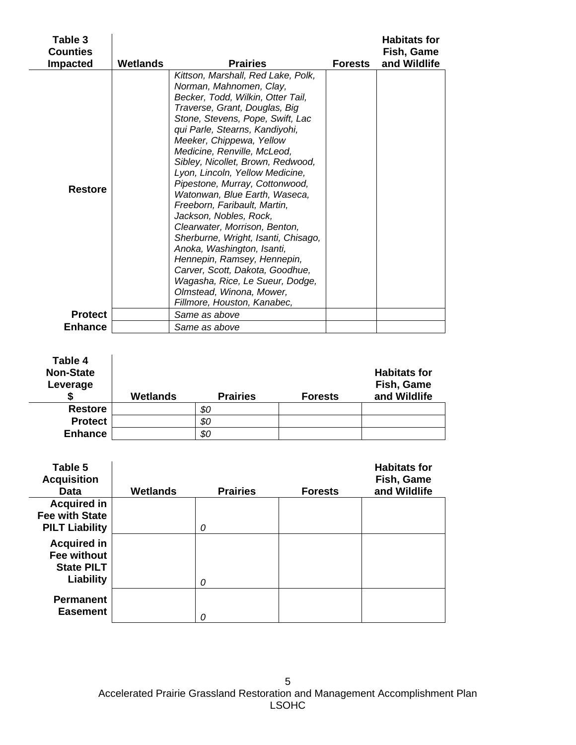| Table 3 Counties Impacted | Wetlands | Prairies | Forests | Habitats for Fish, Game and Wildlife |
|---|---|---|---|---|
| **Restore** | | *Kittson, Marshall, Red Lake, Polk, Norman, Mahnomen, Clay, Becker, Todd, Wilkin, Otter Tail, Traverse, Grant, Douglas, Big Stone, Stevens, Pope, Swift, Lac qui Parle, Stearns, Kandiyohi, Meeker, Chippewa, Yellow Medicine, Renville, McLeod, Sibley, Nicollet, Brown, Redwood, Lyon, Lincoln, Yellow Medicine, Pipestone, Murray, Cottonwood, Watonwan, Blue Earth, Waseca, Freeborn, Faribault, Martin, Jackson, Nobles, Rock, Clearwater, Morrison, Benton, Sherburne, Wright, Isanti, Chisago, Anoka, Washington, Isanti, Hennepin, Ramsey, Hennepin, Carver, Scott, Dakota, Goodhue, Wagasha, Rice, Le Sueur, Dodge, Olmstead, Winona, Mower, Fillmore, Houston, Kanabec,* | | |
| **Protect** | | *Same as above* | | |
| **Enhance** | | *Same as above* | | |

| Table 4 Non-State Leverage $ | Wetlands | Prairies | Forests | Habitats for Fish, Game and Wildlife |
|---|---|---|---|---|
| **Restore** | | *$0* | | |
| **Protect** | | *$0* | | |
| **Enhance** | | *$0* | | |

| Table 5 Acquisition Data | Wetlands | Prairies | Forests | Habitats for Fish, Game and Wildlife |
|---|---|---|---|---|
| **Acquired in Fee with State PILT Liability** | | *0* | | |
| **Acquired in Fee without State PILT Liability** | | *0* | | |
| **Permanent Easement** | | *0* | | |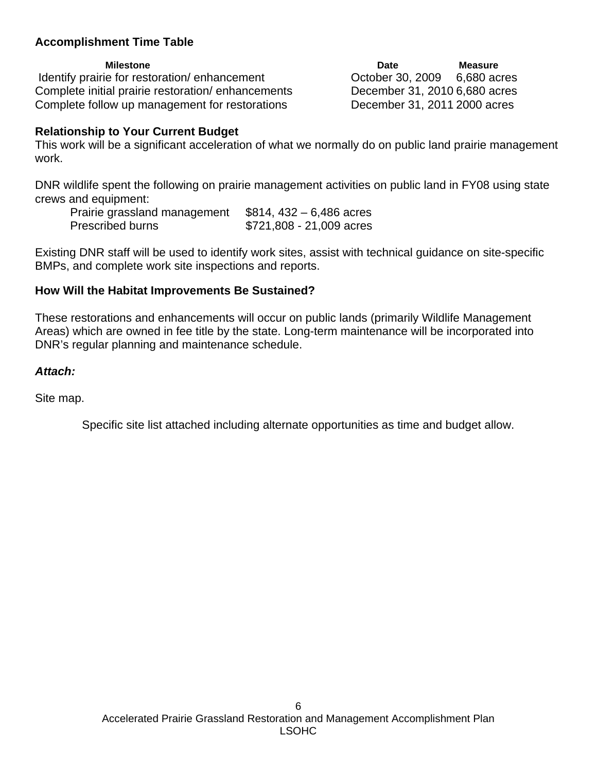**Accomplishment Time Table**

| Milestone | Date | Measure |
|---|---|---|
| Identify prairie for restoration/ enhancement | October 30, 2009 | 6,680 acres |
| Complete initial prairie restoration/ enhancements | December 31, 2010 | 6,680 acres |
| Complete follow up management for restorations | December 31, 2011 | 2000 acres |

**Relationship to Your Current Budget**

This work will be a significant acceleration of what we normally do on public land prairie management work.

DNR wildlife spent the following on prairie management activities on public land in FY08 using state crews and equipment:

| | |
|---|---|
| Prairie grassland management | $814, 432 – 6,486 acres |
| Prescribed burns | $721,808 - 21,009 acres |

Existing DNR staff will be used to identify work sites, assist with technical guidance on site-specific BMPs, and complete work site inspections and reports.

**How Will the Habitat Improvements Be Sustained?**

These restorations and enhancements will occur on public lands (primarily Wildlife Management Areas) which are owned in fee title by the state. Long-term maintenance will be incorporated into DNR's regular planning and maintenance schedule.

***Attach:***

Site map.

Specific site list attached including alternate opportunities as time and budget allow.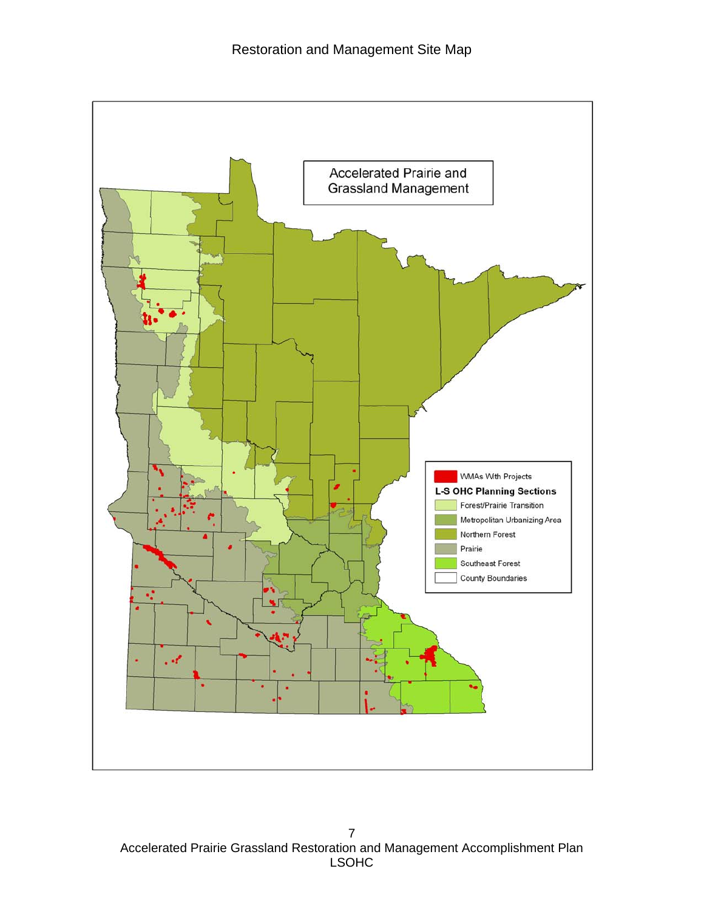Restoration and Management Site Map

Accelerated Prairie and Grassland Management

WMAs With Projects

**L-S OHC Planning Sections**

- Forest/Prairie Transition
- Metropolitan Urbanizing Area
- Northern Forest
- Prairie
- Southeast Forest
- County Boundaries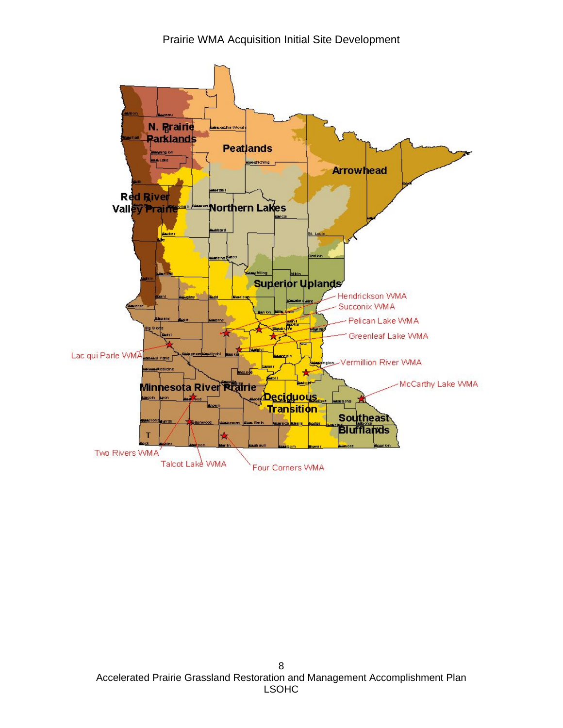Prairie WMA Acquisition Initial Site Development

N. Prairie Parklands

Peatlands

Arrowhead

Red River Valley Prairie

Northern Lakes

Superior Uplands

Hendrickson WMA

Succonix WMA

Pelican Lake WMA

Greenleaf Lake WMA

Lac qui Parle WMA

Vermillion River WMA

Minnesota River Prairie

McCarthy Lake WMA

Deciduous Transition

Southeast Blufflands

Two Rivers WMA

Talcot Lake WMA

Four Corners WMA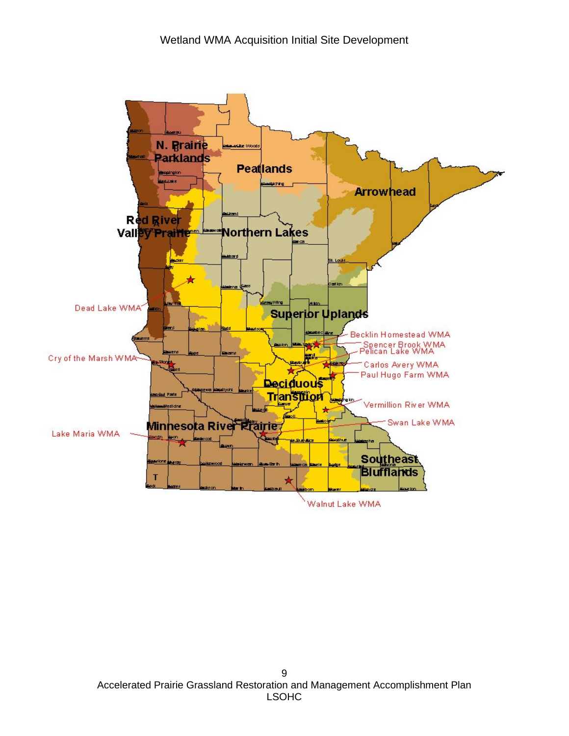Wetland WMA Acquisition Initial Site Development

N. Prairie Parklands

Peatlands

Arrowhead

Red River Valley Prairie

Northern Lakes

Superior Uplands

Deciduous Transition

Minnesota River Prairie

Southeast Bufflands

Dead Lake WMA

Cry of the Marsh WMA

Lake Maria WMA

Becklin Homestead WMA

Spencer Brook WMA

Pelican Lake WMA

Carlos Avery WMA

Paul Hugo Farm WMA

Vermillion River WMA

Swan Lake WMA

Walnut Lake WMA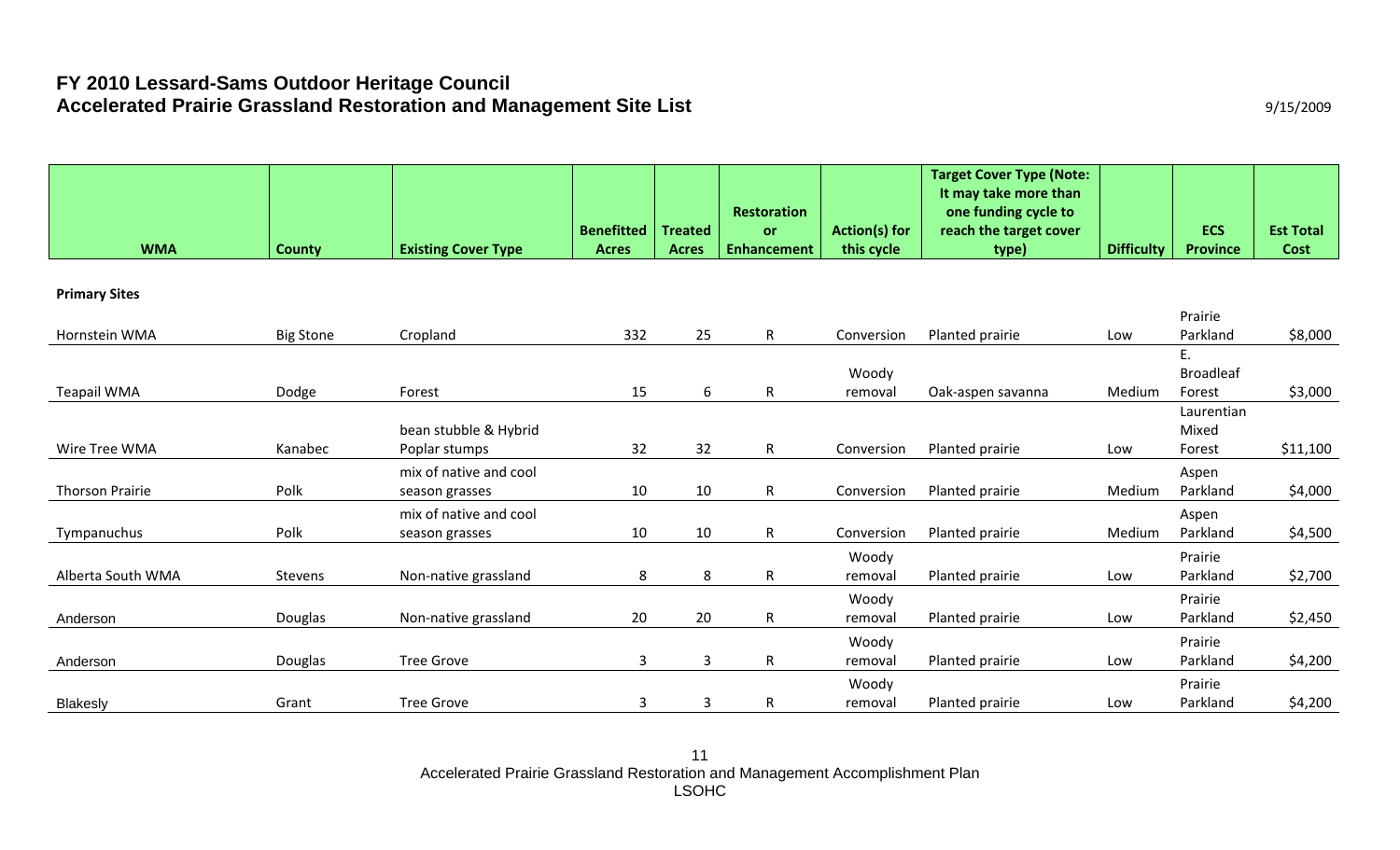# FY 2010 Lessard-Sams Outdoor Heritage Council
## Accelerated Prairie Grassland Restoration and Management Site List

9/15/2009

| WMA | County | Existing Cover Type | Benefitted Acres | Treated Acres | Restoration or Enhancement | Action(s) for this cycle | Target Cover Type (Note: It may take more than one funding cycle to reach the target cover type) | Difficulty | ECS Province | Est Total Cost |
|---|---|---|---|---|---|---|---|---|---|---|
| **Primary Sites** | | | | | | | | | | |
| Hornstein WMA | Big Stone | Cropland | 332 | 25 | R | Conversion | Planted prairie | Low | Prairie Parkland | $8,000 |
| Teapail WMA | Dodge | Forest | 15 | 6 | R | Woody removal | Oak-aspen savanna | Medium | E. Broadleaf Forest | $3,000 |
| Wire Tree WMA | Kanabec | bean stubble & Hybrid Poplar stumps | 32 | 32 | R | Conversion | Planted prairie | Low | Laurentian Mixed Forest | $11,100 |
| Thorson Prairie | Polk | mix of native and cool season grasses | 10 | 10 | R | Conversion | Planted prairie | Medium | Aspen Parkland | $4,000 |
| Tympanuchus | Polk | mix of native and cool season grasses | 10 | 10 | R | Conversion | Planted prairie | Medium | Aspen Parkland | $4,500 |
| Alberta South WMA | Stevens | Non-native grassland | 8 | 8 | R | Woody removal | Planted prairie | Low | Prairie Parkland | $2,700 |
| Anderson | Douglas | Non-native grassland | 20 | 20 | R | Woody removal | Planted prairie | Low | Prairie Parkland | $2,450 |
| Anderson | Douglas | Tree Grove | 3 | 3 | R | Woody removal | Planted prairie | Low | Prairie Parkland | $4,200 |
| Blakesly | Grant | Tree Grove | 3 | 3 | R | Woody removal | Planted prairie | Low | Prairie Parkland | $4,200 |

Accelerated Prairie Grassland Restoration and Management Accomplishment Plan
LSOHC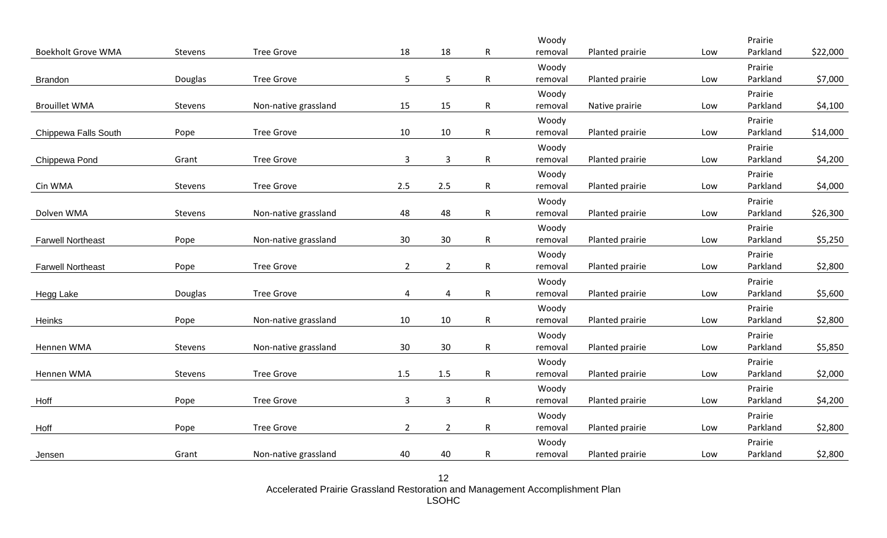| | | | | | | | | | | |
|---|---|---|---|---|---|---|---|---|---|---|
| Boekholt Grove WMA | Stevens | Tree Grove | 18 | 18 | R | Woody removal | Planted prairie | Low | Prairie Parkland | $22,000 |
| Brandon | Douglas | Tree Grove | 5 | 5 | R | Woody removal | Planted prairie | Low | Prairie Parkland | $7,000 |
| Brouillet WMA | Stevens | Non-native grassland | 15 | 15 | R | Woody removal | Native prairie | Low | Prairie Parkland | $4,100 |
| Chippewa Falls South | Pope | Tree Grove | 10 | 10 | R | Woody removal | Planted prairie | Low | Prairie Parkland | $14,000 |
| Chippewa Pond | Grant | Tree Grove | 3 | 3 | R | Woody removal | Planted prairie | Low | Prairie Parkland | $4,200 |
| Cin WMA | Stevens | Tree Grove | 2.5 | 2.5 | R | Woody removal | Planted prairie | Low | Prairie Parkland | $4,000 |
| Dolven WMA | Stevens | Non-native grassland | 48 | 48 | R | Woody removal | Planted prairie | Low | Prairie Parkland | $26,300 |
| Farwell Northeast | Pope | Non-native grassland | 30 | 30 | R | Woody removal | Planted prairie | Low | Prairie Parkland | $5,250 |
| Farwell Northeast | Pope | Tree Grove | 2 | 2 | R | Woody removal | Planted prairie | Low | Prairie Parkland | $2,800 |
| Hegg Lake | Douglas | Tree Grove | 4 | 4 | R | Woody removal | Planted prairie | Low | Prairie Parkland | $5,600 |
| Heinks | Pope | Non-native grassland | 10 | 10 | R | Woody removal | Planted prairie | Low | Prairie Parkland | $2,800 |
| Hennen WMA | Stevens | Non-native grassland | 30 | 30 | R | Woody removal | Planted prairie | Low | Prairie Parkland | $5,850 |
| Hennen WMA | Stevens | Tree Grove | 1.5 | 1.5 | R | Woody removal | Planted prairie | Low | Prairie Parkland | $2,000 |
| Hoff | Pope | Tree Grove | 3 | 3 | R | Woody removal | Planted prairie | Low | Prairie Parkland | $4,200 |
| Hoff | Pope | Tree Grove | 2 | 2 | R | Woody removal | Planted prairie | Low | Prairie Parkland | $2,800 |
| Jensen | Grant | Non-native grassland | 40 | 40 | R | Woody removal | Planted prairie | Low | Prairie Parkland | $2,800 |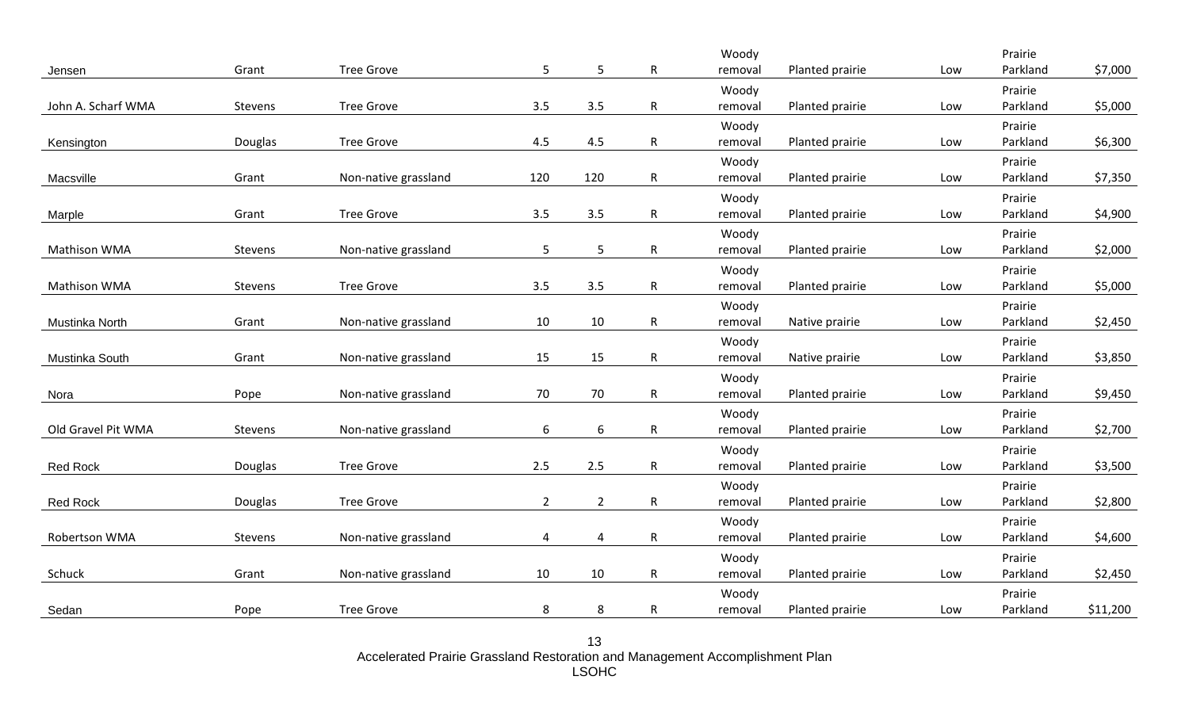| | | | | | | | | | | |
|---|---|---|---|---|---|---|---|---|---|---|
| Jensen | Grant | Tree Grove | 5 | 5 | R | Woody removal | Planted prairie | Low | Prairie Parkland | $7,000 |
| John A. Scharf WMA | Stevens | Tree Grove | 3.5 | 3.5 | R | Woody removal | Planted prairie | Low | Prairie Parkland | $5,000 |
| Kensington | Douglas | Tree Grove | 4.5 | 4.5 | R | Woody removal | Planted prairie | Low | Prairie Parkland | $6,300 |
| Macsville | Grant | Non-native grassland | 120 | 120 | R | Woody removal | Planted prairie | Low | Prairie Parkland | $7,350 |
| Marple | Grant | Tree Grove | 3.5 | 3.5 | R | Woody removal | Planted prairie | Low | Prairie Parkland | $4,900 |
| Mathison WMA | Stevens | Non-native grassland | 5 | 5 | R | Woody removal | Planted prairie | Low | Prairie Parkland | $2,000 |
| Mathison WMA | Stevens | Tree Grove | 3.5 | 3.5 | R | Woody removal | Planted prairie | Low | Prairie Parkland | $5,000 |
| Mustinka North | Grant | Non-native grassland | 10 | 10 | R | Woody removal | Native prairie | Low | Prairie Parkland | $2,450 |
| Mustinka South | Grant | Non-native grassland | 15 | 15 | R | Woody removal | Native prairie | Low | Prairie Parkland | $3,850 |
| Nora | Pope | Non-native grassland | 70 | 70 | R | Woody removal | Planted prairie | Low | Prairie Parkland | $9,450 |
| Old Gravel Pit WMA | Stevens | Non-native grassland | 6 | 6 | R | Woody removal | Planted prairie | Low | Prairie Parkland | $2,700 |
| Red Rock | Douglas | Tree Grove | 2.5 | 2.5 | R | Woody removal | Planted prairie | Low | Prairie Parkland | $3,500 |
| Red Rock | Douglas | Tree Grove | 2 | 2 | R | Woody removal | Planted prairie | Low | Prairie Parkland | $2,800 |
| Robertson WMA | Stevens | Non-native grassland | 4 | 4 | R | Woody removal | Planted prairie | Low | Prairie Parkland | $4,600 |
| Schuck | Grant | Non-native grassland | 10 | 10 | R | Woody removal | Planted prairie | Low | Prairie Parkland | $2,450 |
| Sedan | Pope | Tree Grove | 8 | 8 | R | Woody removal | Planted prairie | Low | Prairie Parkland | $11,200 |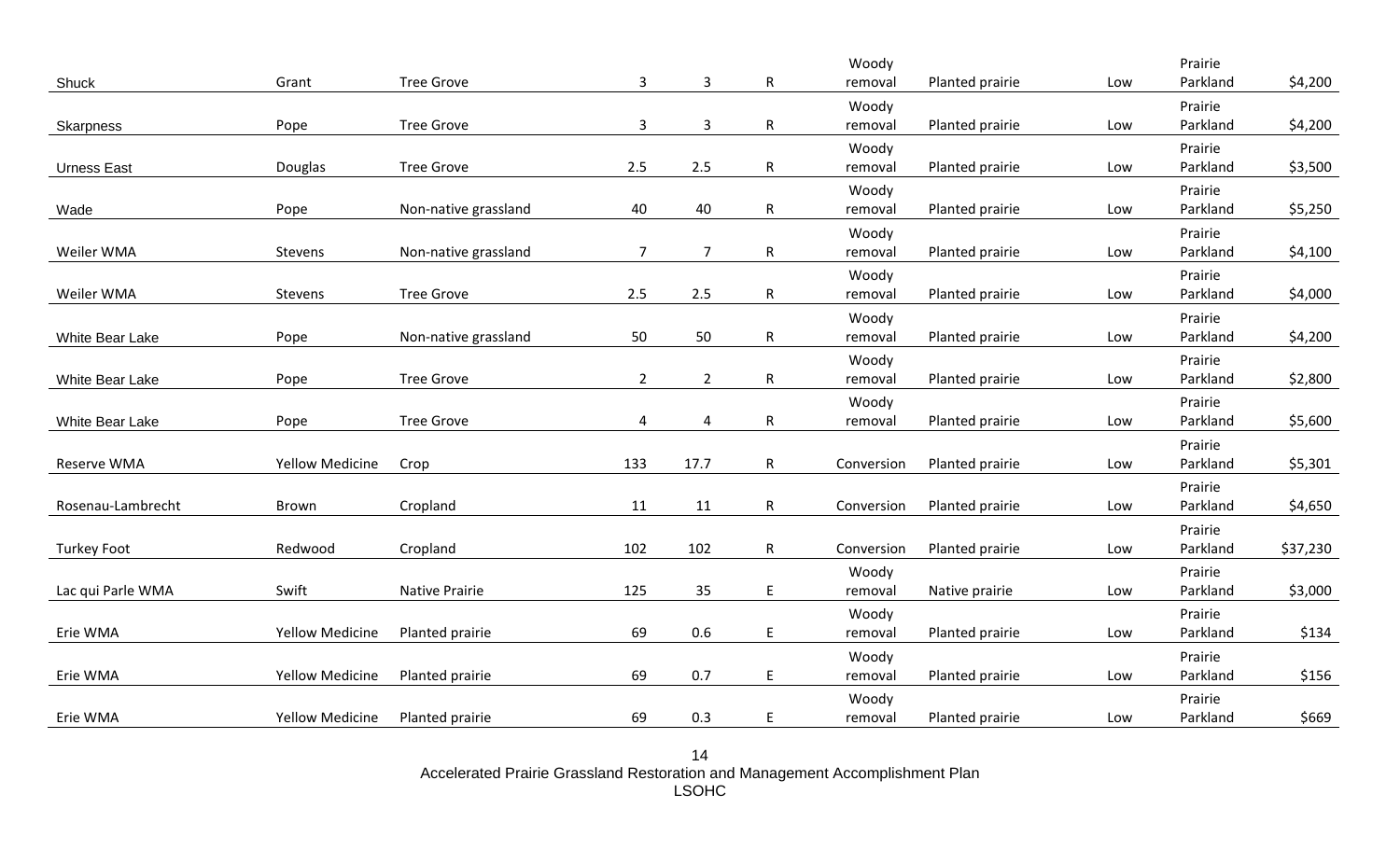| | | | | | | | | | | |
|---|---|---|---|---|---|---|---|---|---|---|
| Shuck | Grant | Tree Grove | 3 | 3 | R | Woody removal | Planted prairie | Low | Prairie Parkland | $4,200 |
| Skarpness | Pope | Tree Grove | 3 | 3 | R | Woody removal | Planted prairie | Low | Prairie Parkland | $4,200 |
| Urness East | Douglas | Tree Grove | 2.5 | 2.5 | R | Woody removal | Planted prairie | Low | Prairie Parkland | $3,500 |
| Wade | Pope | Non-native grassland | 40 | 40 | R | Woody removal | Planted prairie | Low | Prairie Parkland | $5,250 |
| Weiler WMA | Stevens | Non-native grassland | 7 | 7 | R | Woody removal | Planted prairie | Low | Prairie Parkland | $4,100 |
| Weiler WMA | Stevens | Tree Grove | 2.5 | 2.5 | R | Woody removal | Planted prairie | Low | Prairie Parkland | $4,000 |
| White Bear Lake | Pope | Non-native grassland | 50 | 50 | R | Woody removal | Planted prairie | Low | Prairie Parkland | $4,200 |
| White Bear Lake | Pope | Tree Grove | 2 | 2 | R | Woody removal | Planted prairie | Low | Prairie Parkland | $2,800 |
| White Bear Lake | Pope | Tree Grove | 4 | 4 | R | Woody removal | Planted prairie | Low | Prairie Parkland | $5,600 |
| Reserve WMA | Yellow Medicine | Crop | 133 | 17.7 | R | Conversion | Planted prairie | Low | Prairie Parkland | $5,301 |
| Rosenau-Lambrecht | Brown | Cropland | 11 | 11 | R | Conversion | Planted prairie | Low | Prairie Parkland | $4,650 |
| Turkey Foot | Redwood | Cropland | 102 | 102 | R | Conversion | Planted prairie | Low | Prairie Parkland | $37,230 |
| Lac qui Parle WMA | Swift | Native Prairie | 125 | 35 | E | Woody removal | Native prairie | Low | Prairie Parkland | $3,000 |
| Erie WMA | Yellow Medicine | Planted prairie | 69 | 0.6 | E | Woody removal | Planted prairie | Low | Prairie Parkland | $134 |
| Erie WMA | Yellow Medicine | Planted prairie | 69 | 0.7 | E | Woody removal | Planted prairie | Low | Prairie Parkland | $156 |
| Erie WMA | Yellow Medicine | Planted prairie | 69 | 0.3 | E | Woody removal | Planted prairie | Low | Prairie Parkland | $669 |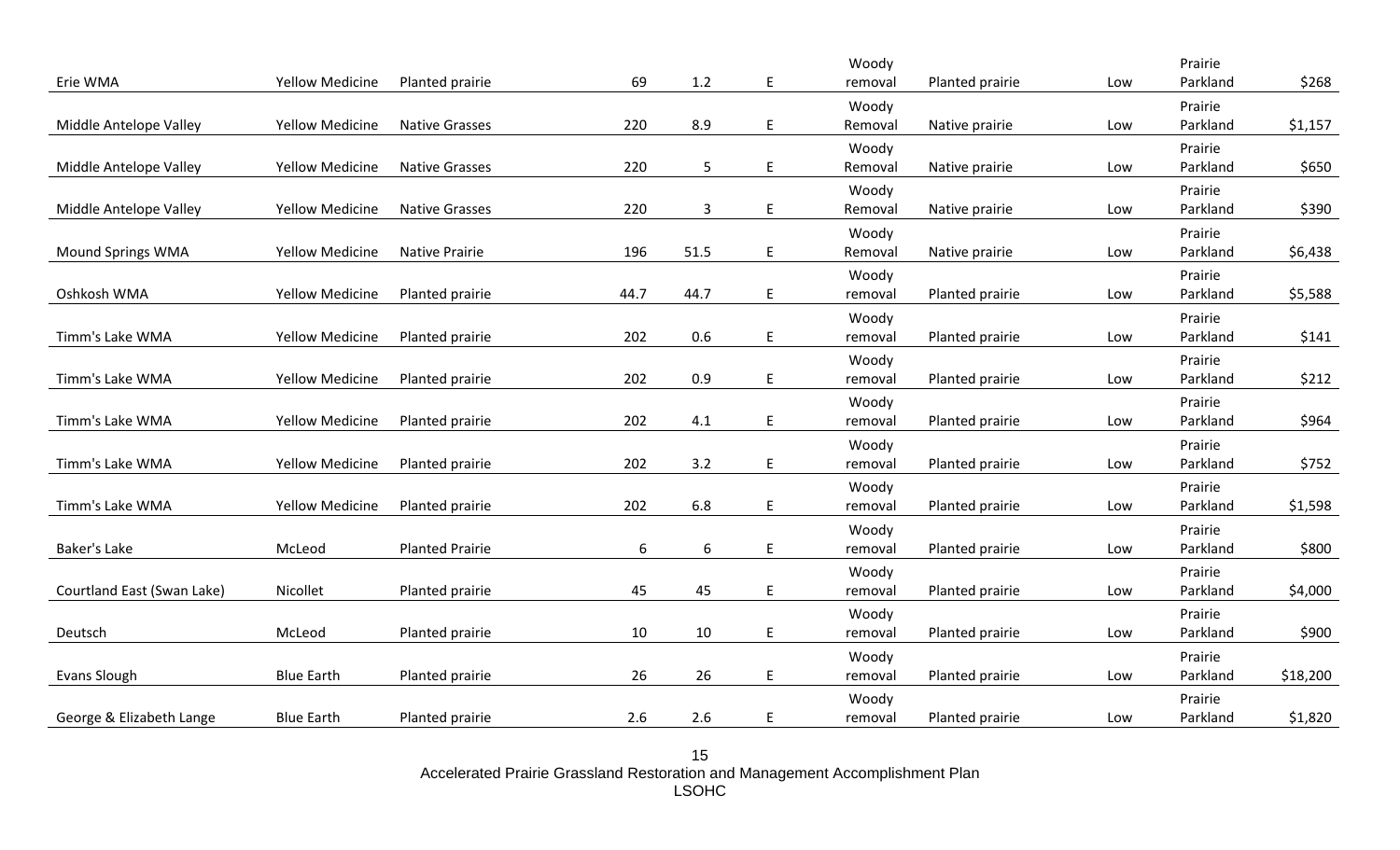| | | | | | | | | | | |
|---|---|---|---|---|---|---|---|---|---|---|
| Erie WMA | Yellow Medicine | Planted prairie | 69 | 1.2 | E | Woody removal | Planted prairie | Low | Prairie Parkland | $268 |
| Middle Antelope Valley | Yellow Medicine | Native Grasses | 220 | 8.9 | E | Woody Removal | Native prairie | Low | Prairie Parkland | $1,157 |
| Middle Antelope Valley | Yellow Medicine | Native Grasses | 220 | 5 | E | Woody Removal | Native prairie | Low | Prairie Parkland | $650 |
| Middle Antelope Valley | Yellow Medicine | Native Grasses | 220 | 3 | E | Woody Removal | Native prairie | Low | Prairie Parkland | $390 |
| Mound Springs WMA | Yellow Medicine | Native Prairie | 196 | 51.5 | E | Woody Removal | Native prairie | Low | Prairie Parkland | $6,438 |
| Oshkosh WMA | Yellow Medicine | Planted prairie | 44.7 | 44.7 | E | Woody removal | Planted prairie | Low | Prairie Parkland | $5,588 |
| Timm's Lake WMA | Yellow Medicine | Planted prairie | 202 | 0.6 | E | Woody removal | Planted prairie | Low | Prairie Parkland | $141 |
| Timm's Lake WMA | Yellow Medicine | Planted prairie | 202 | 0.9 | E | Woody removal | Planted prairie | Low | Prairie Parkland | $212 |
| Timm's Lake WMA | Yellow Medicine | Planted prairie | 202 | 4.1 | E | Woody removal | Planted prairie | Low | Prairie Parkland | $964 |
| Timm's Lake WMA | Yellow Medicine | Planted prairie | 202 | 3.2 | E | Woody removal | Planted prairie | Low | Prairie Parkland | $752 |
| Timm's Lake WMA | Yellow Medicine | Planted prairie | 202 | 6.8 | E | Woody removal | Planted prairie | Low | Prairie Parkland | $1,598 |
| Baker's Lake | McLeod | Planted Prairie | 6 | 6 | E | Woody removal | Planted prairie | Low | Prairie Parkland | $800 |
| Courtland East (Swan Lake) | Nicollet | Planted prairie | 45 | 45 | E | Woody removal | Planted prairie | Low | Prairie Parkland | $4,000 |
| Deutsch | McLeod | Planted prairie | 10 | 10 | E | Woody removal | Planted prairie | Low | Prairie Parkland | $900 |
| Evans Slough | Blue Earth | Planted prairie | 26 | 26 | E | Woody removal | Planted prairie | Low | Prairie Parkland | $18,200 |
| George & Elizabeth Lange | Blue Earth | Planted prairie | 2.6 | 2.6 | E | Woody removal | Planted prairie | Low | Prairie Parkland | $1,820 |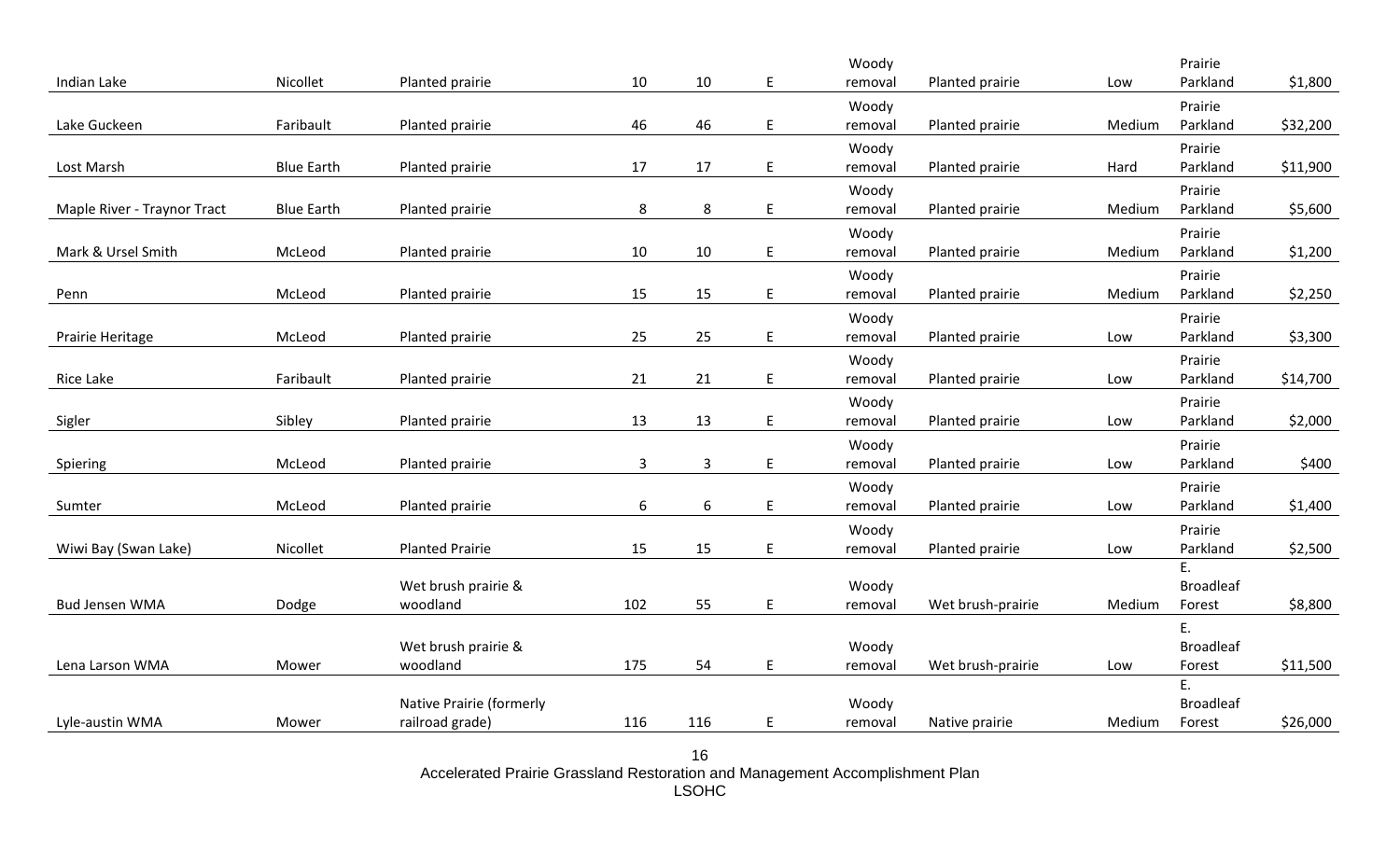| | | | | | | | | | | |
|---|---|---|---|---|---|---|---|---|---|---|
| Indian Lake | Nicollet | Planted prairie | 10 | 10 | E | Woody removal | Planted prairie | Low | Prairie Parkland | $1,800 |
| Lake Guckeen | Faribault | Planted prairie | 46 | 46 | E | Woody removal | Planted prairie | Medium | Prairie Parkland | $32,200 |
| Lost Marsh | Blue Earth | Planted prairie | 17 | 17 | E | Woody removal | Planted prairie | Hard | Prairie Parkland | $11,900 |
| Maple River - Traynor Tract | Blue Earth | Planted prairie | 8 | 8 | E | Woody removal | Planted prairie | Medium | Prairie Parkland | $5,600 |
| Mark & Ursel Smith | McLeod | Planted prairie | 10 | 10 | E | Woody removal | Planted prairie | Medium | Prairie Parkland | $1,200 |
| Penn | McLeod | Planted prairie | 15 | 15 | E | Woody removal | Planted prairie | Medium | Prairie Parkland | $2,250 |
| Prairie Heritage | McLeod | Planted prairie | 25 | 25 | E | Woody removal | Planted prairie | Low | Prairie Parkland | $3,300 |
| Rice Lake | Faribault | Planted prairie | 21 | 21 | E | Woody removal | Planted prairie | Low | Prairie Parkland | $14,700 |
| Sigler | Sibley | Planted prairie | 13 | 13 | E | Woody removal | Planted prairie | Low | Prairie Parkland | $2,000 |
| Spiering | McLeod | Planted prairie | 3 | 3 | E | Woody removal | Planted prairie | Low | Prairie Parkland | $400 |
| Sumter | McLeod | Planted prairie | 6 | 6 | E | Woody removal | Planted prairie | Low | Prairie Parkland | $1,400 |
| Wiwi Bay (Swan Lake) | Nicollet | Planted Prairie | 15 | 15 | E | Woody removal | Planted prairie | Low | Prairie Parkland | $2,500 |
| Bud Jensen WMA | Dodge | Wet brush prairie & woodland | 102 | 55 | E | Woody removal | Wet brush-prairie | Medium | E. Broadleaf Forest | $8,800 |
| Lena Larson WMA | Mower | Wet brush prairie & woodland | 175 | 54 | E | Woody removal | Wet brush-prairie | Low | E. Broadleaf Forest | $11,500 |
| Lyle-austin WMA | Mower | Native Prairie (formerly railroad grade) | 116 | 116 | E | Woody removal | Native prairie | Medium | E. Broadleaf Forest | $26,000 |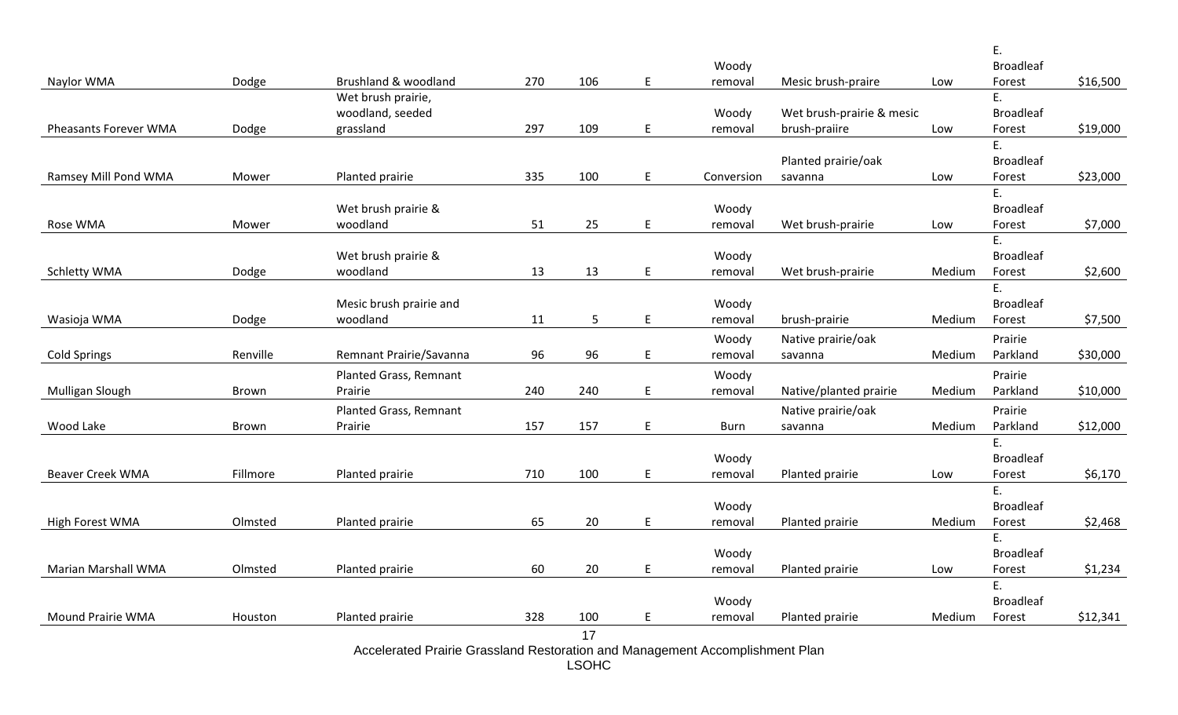| | | | | | | | | | | |
|---|---|---|---|---|---|---|---|---|---|---|
| Naylor WMA | Dodge | Brushland & woodland | 270 | 106 | E | Woody removal | Mesic brush-praire | Low | E. Broadleaf Forest | $16,500 |
| Pheasants Forever WMA | Dodge | Wet brush prairie, woodland, seeded grassland | 297 | 109 | E | Woody removal | Wet brush-prairie & mesic brush-praiire | Low | E. Broadleaf Forest | $19,000 |
| Ramsey Mill Pond WMA | Mower | Planted prairie | 335 | 100 | E | Conversion | Planted prairie/oak savanna | Low | E. Broadleaf Forest | $23,000 |
| Rose WMA | Mower | Wet brush prairie & woodland | 51 | 25 | E | Woody removal | Wet brush-prairie | Low | E. Broadleaf Forest | $7,000 |
| Schletty WMA | Dodge | Wet brush prairie & woodland | 13 | 13 | E | Woody removal | Wet brush-prairie | Medium | E. Broadleaf Forest | $2,600 |
| Wasioja WMA | Dodge | Mesic brush prairie and woodland | 11 | 5 | E | Woody removal | brush-prairie | Medium | E. Broadleaf Forest | $7,500 |
| Cold Springs | Renville | Remnant Prairie/Savanna | 96 | 96 | E | Woody removal | Native prairie/oak savanna | Medium | Prairie Parkland | $30,000 |
| Mulligan Slough | Brown | Planted Grass, Remnant Prairie | 240 | 240 | E | Woody removal | Native/planted prairie | Medium | Prairie Parkland | $10,000 |
| Wood Lake | Brown | Planted Grass, Remnant Prairie | 157 | 157 | E | Burn | Native prairie/oak savanna | Medium | Prairie Parkland | $12,000 |
| Beaver Creek WMA | Fillmore | Planted prairie | 710 | 100 | E | Woody removal | Planted prairie | Low | E. Broadleaf Forest | $6,170 |
| High Forest WMA | Olmsted | Planted prairie | 65 | 20 | E | Woody removal | Planted prairie | Medium | E. Broadleaf Forest | $2,468 |
| Marian Marshall WMA | Olmsted | Planted prairie | 60 | 20 | E | Woody removal | Planted prairie | Low | E. Broadleaf Forest | $1,234 |
| Mound Prairie WMA | Houston | Planted prairie | 328 | 100 | E | Woody removal | Planted prairie | Medium | E. Broadleaf Forest | $12,341 |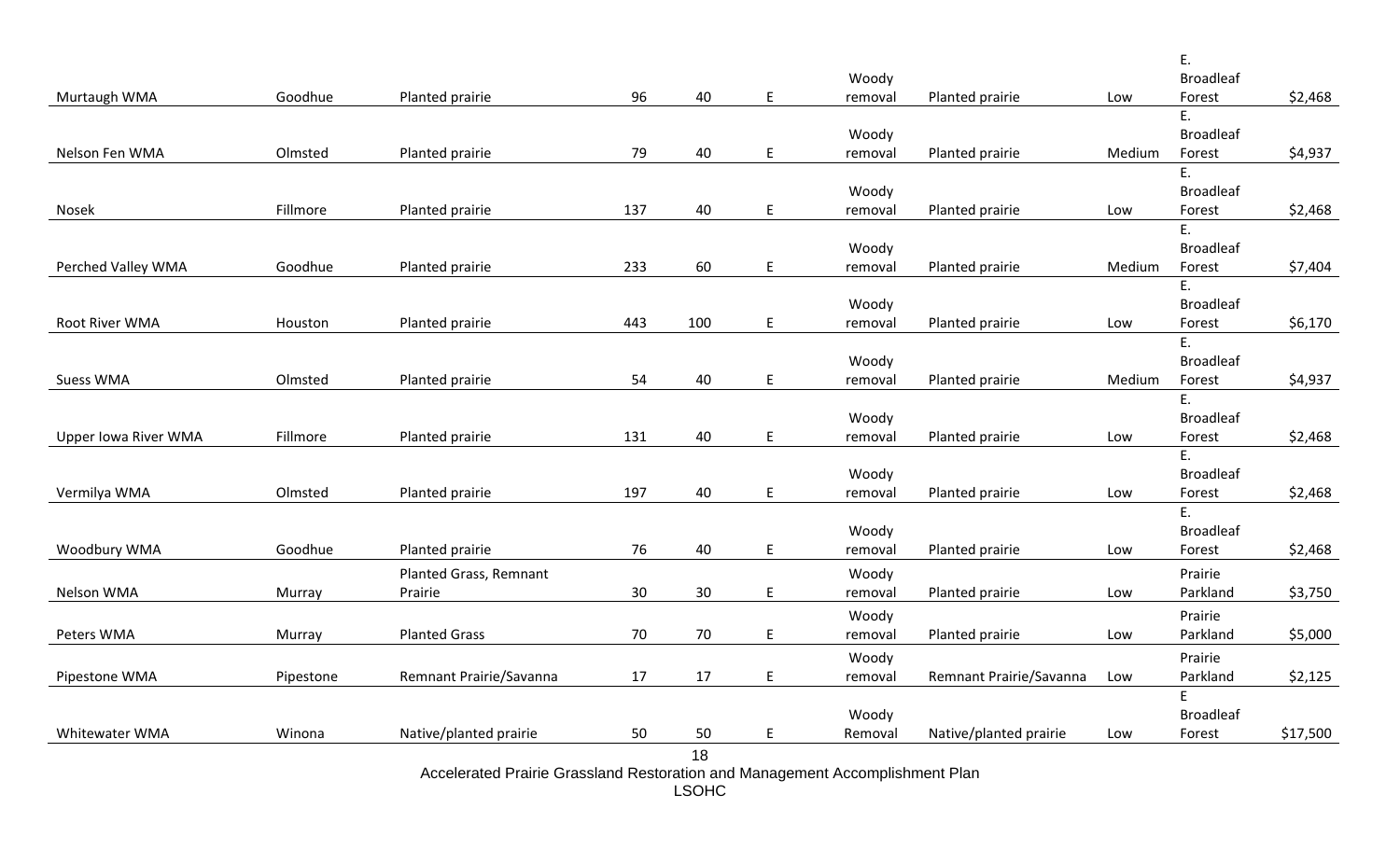| | | | | | | | | | | |
|---|---|---|---|---|---|---|---|---|---|---|
| Murtaugh WMA | Goodhue | Planted prairie | 96 | 40 | E | Woody removal | Planted prairie | Low | E. Broadleaf Forest | $2,468 |
| Nelson Fen WMA | Olmsted | Planted prairie | 79 | 40 | E | Woody removal | Planted prairie | Medium | E. Broadleaf Forest | $4,937 |
| Nosek | Fillmore | Planted prairie | 137 | 40 | E | Woody removal | Planted prairie | Low | E. Broadleaf Forest | $2,468 |
| Perched Valley WMA | Goodhue | Planted prairie | 233 | 60 | E | Woody removal | Planted prairie | Medium | E. Broadleaf Forest | $7,404 |
| Root River WMA | Houston | Planted prairie | 443 | 100 | E | Woody removal | Planted prairie | Low | E. Broadleaf Forest | $6,170 |
| Suess WMA | Olmsted | Planted prairie | 54 | 40 | E | Woody removal | Planted prairie | Medium | E. Broadleaf Forest | $4,937 |
| Upper Iowa River WMA | Fillmore | Planted prairie | 131 | 40 | E | Woody removal | Planted prairie | Low | E. Broadleaf Forest | $2,468 |
| Vermilya WMA | Olmsted | Planted prairie | 197 | 40 | E | Woody removal | Planted prairie | Low | E. Broadleaf Forest | $2,468 |
| Woodbury WMA | Goodhue | Planted prairie | 76 | 40 | E | Woody removal | Planted prairie | Low | E. Broadleaf Forest | $2,468 |
| Nelson WMA | Murray | Planted Grass, Remnant Prairie | 30 | 30 | E | Woody removal | Planted prairie | Low | Prairie Parkland | $3,750 |
| Peters WMA | Murray | Planted Grass | 70 | 70 | E | Woody removal | Planted prairie | Low | Prairie Parkland | $5,000 |
| Pipestone WMA | Pipestone | Remnant Prairie/Savanna | 17 | 17 | E | Woody removal | Remnant Prairie/Savanna | Low | Prairie Parkland | $2,125 |
| Whitewater WMA | Winona | Native/planted prairie | 50 | 50 | E | Woody Removal | Native/planted prairie | Low | E Broadleaf Forest | $17,500 |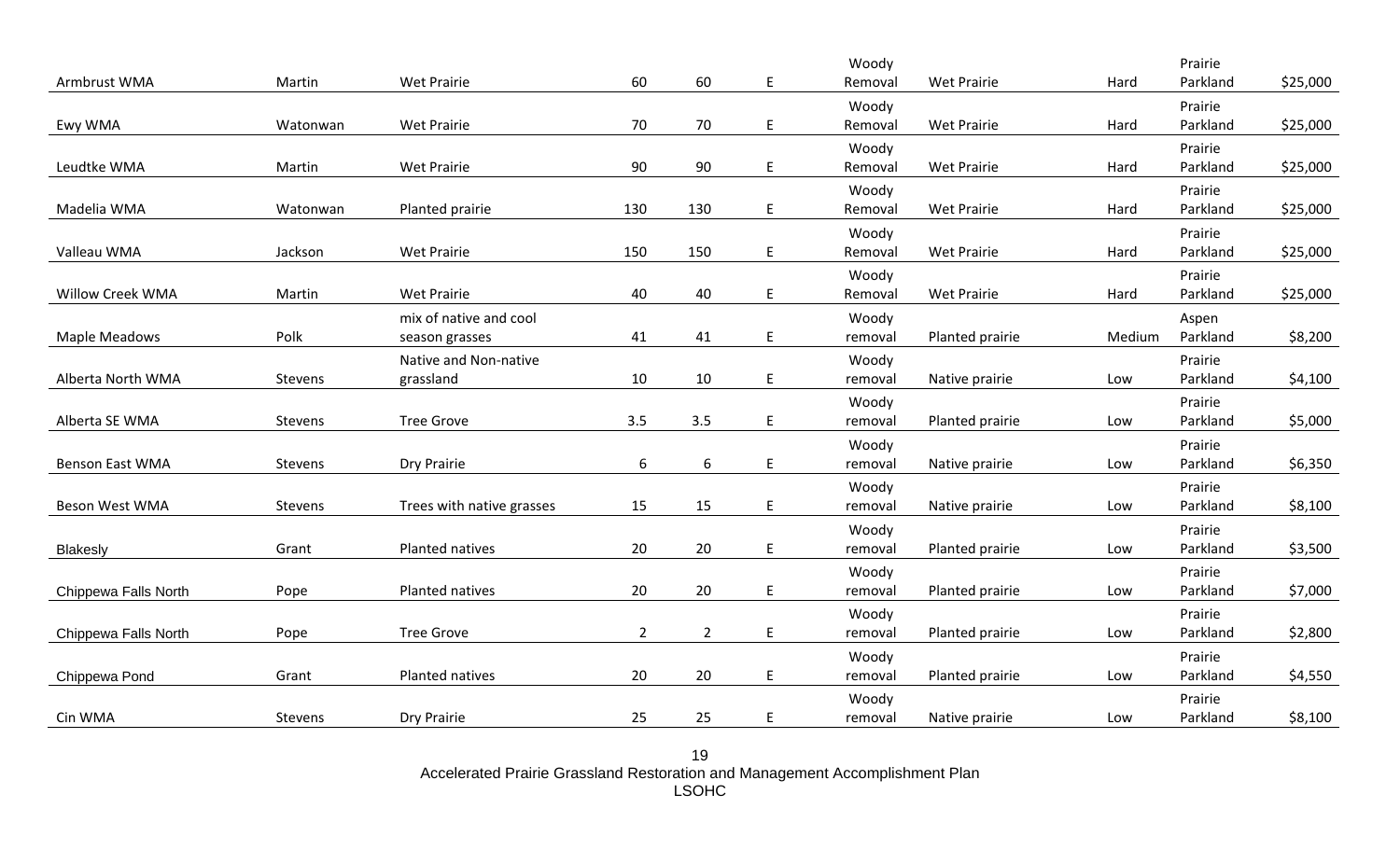| | | | | | | | | | | |
|---|---|---|---|---|---|---|---|---|---|---|
| Armbrust WMA | Martin | Wet Prairie | 60 | 60 | E | Woody Removal | Wet Prairie | Hard | Prairie Parkland | $25,000 |
| Ewy WMA | Watonwan | Wet Prairie | 70 | 70 | E | Woody Removal | Wet Prairie | Hard | Prairie Parkland | $25,000 |
| Leudtke WMA | Martin | Wet Prairie | 90 | 90 | E | Woody Removal | Wet Prairie | Hard | Prairie Parkland | $25,000 |
| Madelia WMA | Watonwan | Planted prairie | 130 | 130 | E | Woody Removal | Wet Prairie | Hard | Prairie Parkland | $25,000 |
| Valleau WMA | Jackson | Wet Prairie | 150 | 150 | E | Woody Removal | Wet Prairie | Hard | Prairie Parkland | $25,000 |
| Willow Creek WMA | Martin | Wet Prairie | 40 | 40 | E | Woody Removal | Wet Prairie | Hard | Prairie Parkland | $25,000 |
| Maple Meadows | Polk | mix of native and cool season grasses | 41 | 41 | E | Woody removal | Planted prairie | Medium | Aspen Parkland | $8,200 |
| Alberta North WMA | Stevens | Native and Non-native grassland | 10 | 10 | E | Woody removal | Native prairie | Low | Prairie Parkland | $4,100 |
| Alberta SE WMA | Stevens | Tree Grove | 3.5 | 3.5 | E | Woody removal | Planted prairie | Low | Prairie Parkland | $5,000 |
| Benson East WMA | Stevens | Dry Prairie | 6 | 6 | E | Woody removal | Native prairie | Low | Prairie Parkland | $6,350 |
| Beson West WMA | Stevens | Trees with native grasses | 15 | 15 | E | Woody removal | Native prairie | Low | Prairie Parkland | $8,100 |
| Blakesly | Grant | Planted natives | 20 | 20 | E | Woody removal | Planted prairie | Low | Prairie Parkland | $3,500 |
| Chippewa Falls North | Pope | Planted natives | 20 | 20 | E | Woody removal | Planted prairie | Low | Prairie Parkland | $7,000 |
| Chippewa Falls North | Pope | Tree Grove | 2 | 2 | E | Woody removal | Planted prairie | Low | Prairie Parkland | $2,800 |
| Chippewa Pond | Grant | Planted natives | 20 | 20 | E | Woody removal | Planted prairie | Low | Prairie Parkland | $4,550 |
| Cin WMA | Stevens | Dry Prairie | 25 | 25 | E | Woody removal | Native prairie | Low | Prairie Parkland | $8,100 |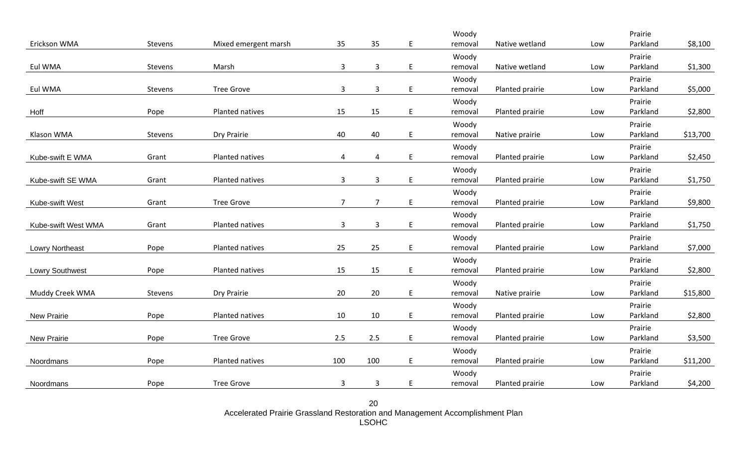| | | | | | | | | | | |
|---|---|---|---|---|---|---|---|---|---|---|
| Erickson WMA | Stevens | Mixed emergent marsh | 35 | 35 | E | Woody removal | Native wetland | Low | Prairie Parkland | $8,100 |
| Eul WMA | Stevens | Marsh | 3 | 3 | E | Woody removal | Native wetland | Low | Prairie Parkland | $1,300 |
| Eul WMA | Stevens | Tree Grove | 3 | 3 | E | Woody removal | Planted prairie | Low | Prairie Parkland | $5,000 |
| Hoff | Pope | Planted natives | 15 | 15 | E | Woody removal | Planted prairie | Low | Prairie Parkland | $2,800 |
| Klason WMA | Stevens | Dry Prairie | 40 | 40 | E | Woody removal | Native prairie | Low | Prairie Parkland | $13,700 |
| Kube-swift E WMA | Grant | Planted natives | 4 | 4 | E | Woody removal | Planted prairie | Low | Prairie Parkland | $2,450 |
| Kube-swift SE WMA | Grant | Planted natives | 3 | 3 | E | Woody removal | Planted prairie | Low | Prairie Parkland | $1,750 |
| Kube-swift West | Grant | Tree Grove | 7 | 7 | E | Woody removal | Planted prairie | Low | Prairie Parkland | $9,800 |
| Kube-swift West WMA | Grant | Planted natives | 3 | 3 | E | Woody removal | Planted prairie | Low | Prairie Parkland | $1,750 |
| Lowry Northeast | Pope | Planted natives | 25 | 25 | E | Woody removal | Planted prairie | Low | Prairie Parkland | $7,000 |
| Lowry Southwest | Pope | Planted natives | 15 | 15 | E | Woody removal | Planted prairie | Low | Prairie Parkland | $2,800 |
| Muddy Creek WMA | Stevens | Dry Prairie | 20 | 20 | E | Woody removal | Native prairie | Low | Prairie Parkland | $15,800 |
| New Prairie | Pope | Planted natives | 10 | 10 | E | Woody removal | Planted prairie | Low | Prairie Parkland | $2,800 |
| New Prairie | Pope | Tree Grove | 2.5 | 2.5 | E | Woody removal | Planted prairie | Low | Prairie Parkland | $3,500 |
| Noordmans | Pope | Planted natives | 100 | 100 | E | Woody removal | Planted prairie | Low | Prairie Parkland | $11,200 |
| Noordmans | Pope | Tree Grove | 3 | 3 | E | Woody removal | Planted prairie | Low | Prairie Parkland | $4,200 |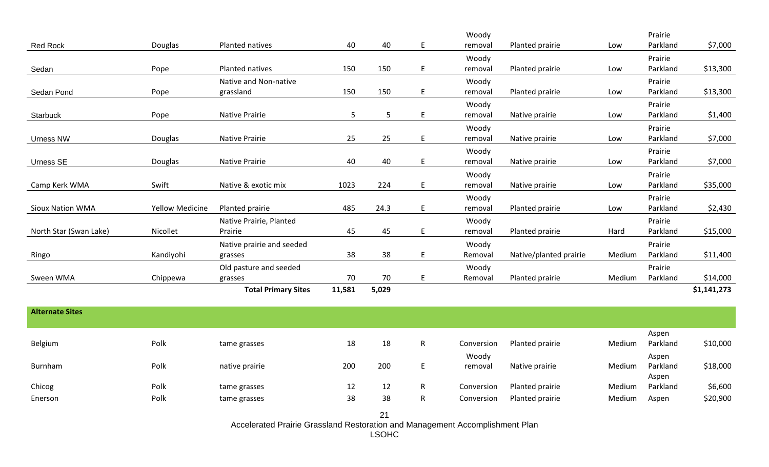| | | | | | | | | | | |
|---|---|---|---|---|---|---|---|---|---|---|
| Red Rock | Douglas | Planted natives | 40 | 40 | E | Woody removal | Planted prairie | Low | Prairie Parkland | $7,000 |
| Sedan | Pope | Planted natives | 150 | 150 | E | Woody removal | Planted prairie | Low | Prairie Parkland | $13,300 |
| Sedan Pond | Pope | Native and Non-native grassland | 150 | 150 | E | Woody removal | Planted prairie | Low | Prairie Parkland | $13,300 |
| Starbuck | Pope | Native Prairie | 5 | 5 | E | Woody removal | Native prairie | Low | Prairie Parkland | $1,400 |
| Urness NW | Douglas | Native Prairie | 25 | 25 | E | Woody removal | Native prairie | Low | Prairie Parkland | $7,000 |
| Urness SE | Douglas | Native Prairie | 40 | 40 | E | Woody removal | Native prairie | Low | Prairie Parkland | $7,000 |
| Camp Kerk WMA | Swift | Native & exotic mix | 1023 | 224 | E | Woody removal | Native prairie | Low | Prairie Parkland | $35,000 |
| Sioux Nation WMA | Yellow Medicine | Planted prairie | 485 | 24.3 | E | Woody removal | Planted prairie | Low | Prairie Parkland | $2,430 |
| North Star (Swan Lake) | Nicollet | Native Prairie, Planted Prairie | 45 | 45 | E | Woody removal | Planted prairie | Hard | Prairie Parkland | $15,000 |
| Ringo | Kandiyohi | Native prairie and seeded grasses | 38 | 38 | E | Woody Removal | Native/planted prairie | Medium | Prairie Parkland | $11,400 |
| Sween WMA | Chippewa | Old pasture and seeded grasses | 70 | 70 | E | Woody Removal | Planted prairie | Medium | Prairie Parkland | $14,000 |
| | | **Total Primary Sites** | **11,581** | **5,029** | | | | | | **$1,141,273** |
| **Alternate Sites** | | | | | | | | | | |
| Belgium | Polk | tame grasses | 18 | 18 | R | Conversion | Planted prairie | Medium | Aspen Parkland | $10,000 |
| Burnham | Polk | native prairie | 200 | 200 | E | Woody removal | Native prairie | Medium | Aspen Parkland | $18,000 |
| Chicog | Polk | tame grasses | 12 | 12 | R | Conversion | Planted prairie | Medium | Aspen Parkland | $6,600 |
| Enerson | Polk | tame grasses | 38 | 38 | R | Conversion | Planted prairie | Medium | Aspen | $20,900 |

Accelerated Prairie Grassland Restoration and Management Accomplishment Plan
LSOHC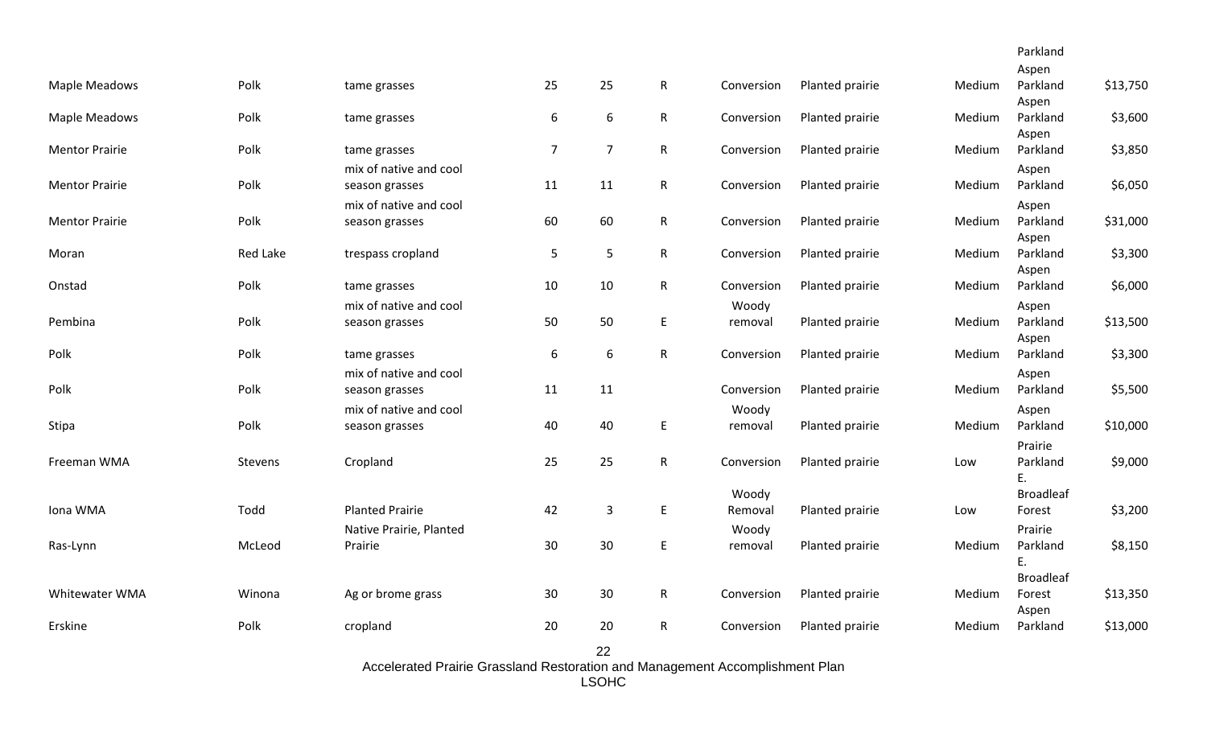| | | | | | | | | | | |
|---|---|---|---|---|---|---|---|---|---|---|
| | | | | | | | | | Parkland | |
| Maple Meadows | Polk | tame grasses | 25 | 25 | R | Conversion | Planted prairie | Medium | Aspen Parkland | $13,750 |
| Maple Meadows | Polk | tame grasses | 6 | 6 | R | Conversion | Planted prairie | Medium | Aspen Parkland | $3,600 |
| Mentor Prairie | Polk | tame grasses | 7 | 7 | R | Conversion | Planted prairie | Medium | Aspen Parkland | $3,850 |
| Mentor Prairie | Polk | mix of native and cool season grasses | 11 | 11 | R | Conversion | Planted prairie | Medium | Aspen Parkland | $6,050 |
| Mentor Prairie | Polk | mix of native and cool season grasses | 60 | 60 | R | Conversion | Planted prairie | Medium | Aspen Parkland | $31,000 |
| Moran | Red Lake | trespass cropland | 5 | 5 | R | Conversion | Planted prairie | Medium | Aspen Parkland | $3,300 |
| Onstad | Polk | tame grasses | 10 | 10 | R | Conversion | Planted prairie | Medium | Aspen Parkland | $6,000 |
| Pembina | Polk | mix of native and cool season grasses | 50 | 50 | E | Woody removal | Planted prairie | Medium | Aspen Parkland | $13,500 |
| Polk | Polk | tame grasses | 6 | 6 | R | Conversion | Planted prairie | Medium | Aspen Parkland | $3,300 |
| Polk | Polk | mix of native and cool season grasses | 11 | 11 | | Conversion | Planted prairie | Medium | Aspen Parkland | $5,500 |
| Stipa | Polk | mix of native and cool season grasses | 40 | 40 | E | Woody removal | Planted prairie | Medium | Aspen Parkland | $10,000 |
| Freeman WMA | Stevens | Cropland | 25 | 25 | R | Conversion | Planted prairie | Low | Prairie Parkland | $9,000 |
| Iona WMA | Todd | Planted Prairie | 42 | 3 | E | Woody Removal | Planted prairie | Low | E. Broadleaf Forest | $3,200 |
| Ras-Lynn | McLeod | Native Prairie, Planted Prairie | 30 | 30 | E | Woody removal | Planted prairie | Medium | Prairie Parkland | $8,150 |
| Whitewater WMA | Winona | Ag or brome grass | 30 | 30 | R | Conversion | Planted prairie | Medium | E. Broadleaf Forest | $13,350 |
| Erskine | Polk | cropland | 20 | 20 | R | Conversion | Planted prairie | Medium | Aspen Parkland | $13,000 |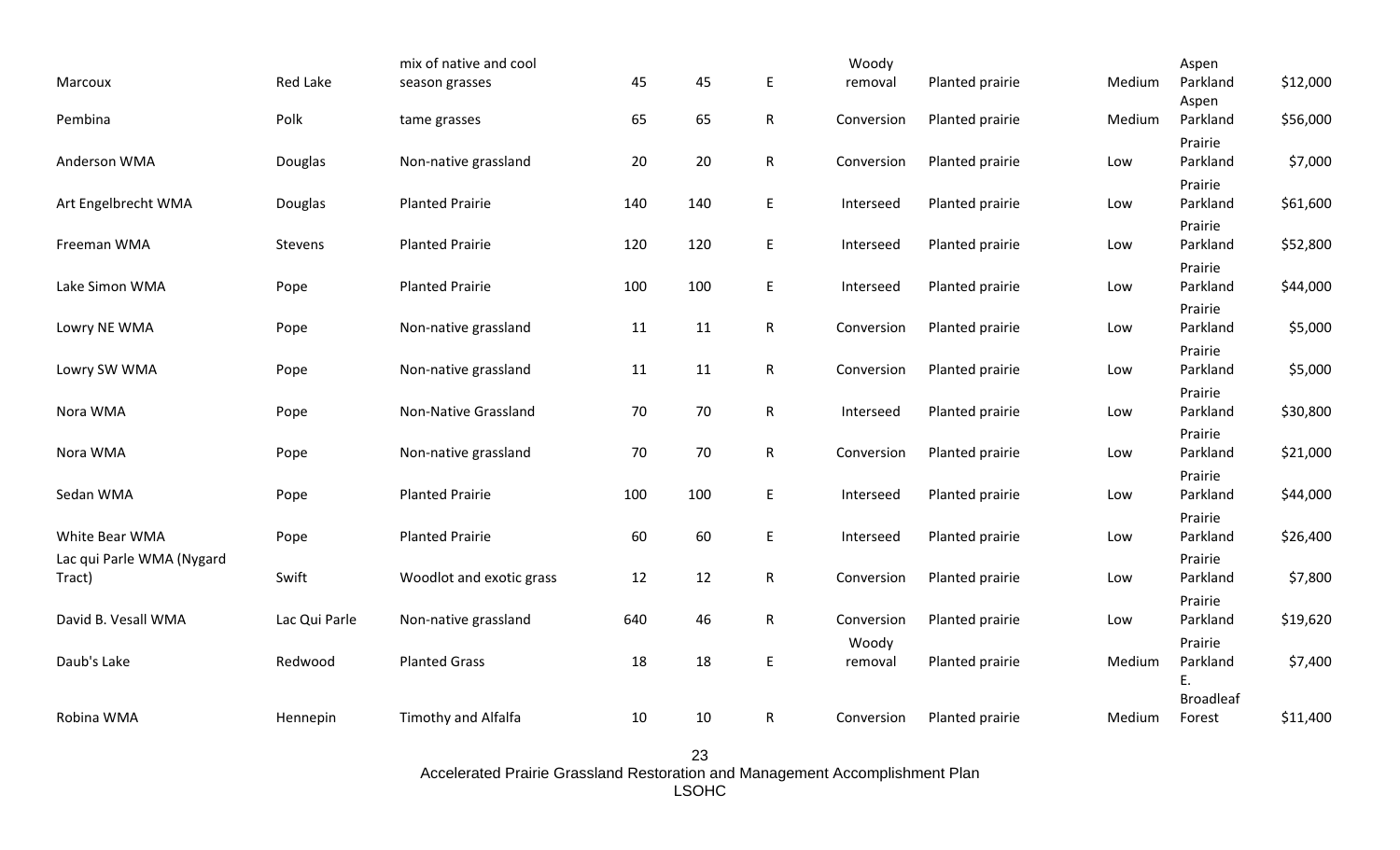| | | | | | | | | | | |
|---|---|---|---|---|---|---|---|---|---|---|
| Marcoux | Red Lake | mix of native and cool season grasses | 45 | 45 | E | Woody removal | Planted prairie | Medium | Aspen Parkland | $12,000 |
| Pembina | Polk | tame grasses | 65 | 65 | R | Conversion | Planted prairie | Medium | Aspen Parkland | $56,000 |
| Anderson WMA | Douglas | Non-native grassland | 20 | 20 | R | Conversion | Planted prairie | Low | Prairie Parkland | $7,000 |
| Art Engelbrecht WMA | Douglas | Planted Prairie | 140 | 140 | E | Interseed | Planted prairie | Low | Prairie Parkland | $61,600 |
| Freeman WMA | Stevens | Planted Prairie | 120 | 120 | E | Interseed | Planted prairie | Low | Prairie Parkland | $52,800 |
| Lake Simon WMA | Pope | Planted Prairie | 100 | 100 | E | Interseed | Planted prairie | Low | Prairie Parkland | $44,000 |
| Lowry NE WMA | Pope | Non-native grassland | 11 | 11 | R | Conversion | Planted prairie | Low | Prairie Parkland | $5,000 |
| Lowry SW WMA | Pope | Non-native grassland | 11 | 11 | R | Conversion | Planted prairie | Low | Prairie Parkland | $5,000 |
| Nora WMA | Pope | Non-Native Grassland | 70 | 70 | R | Interseed | Planted prairie | Low | Prairie Parkland | $30,800 |
| Nora WMA | Pope | Non-native grassland | 70 | 70 | R | Conversion | Planted prairie | Low | Prairie Parkland | $21,000 |
| Sedan WMA | Pope | Planted Prairie | 100 | 100 | E | Interseed | Planted prairie | Low | Prairie Parkland | $44,000 |
| White Bear WMA | Pope | Planted Prairie | 60 | 60 | E | Interseed | Planted prairie | Low | Prairie Parkland | $26,400 |
| Lac qui Parle WMA (Nygard Tract) | Swift | Woodlot and exotic grass | 12 | 12 | R | Conversion | Planted prairie | Low | Prairie Parkland | $7,800 |
| David B. Vesall WMA | Lac Qui Parle | Non-native grassland | 640 | 46 | R | Conversion | Planted prairie | Low | Prairie Parkland | $19,620 |
| Daub's Lake | Redwood | Planted Grass | 18 | 18 | E | Woody removal | Planted prairie | Medium | Prairie Parkland | $7,400 |
| Robina WMA | Hennepin | Timothy and Alfalfa | 10 | 10 | R | Conversion | Planted prairie | Medium | E. Broadleaf Forest | $11,400 |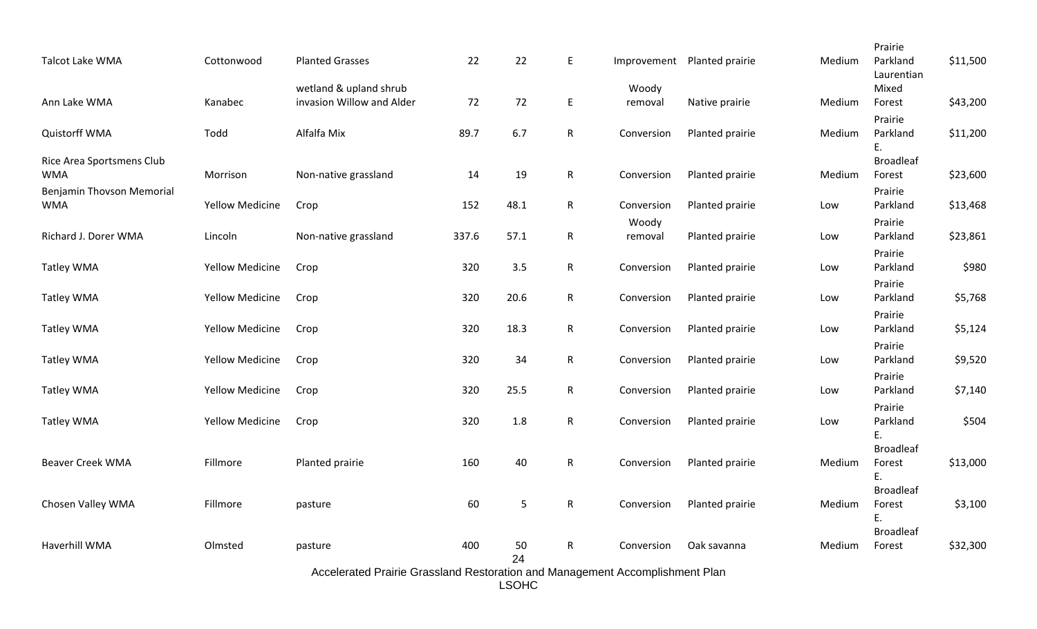| | | | | | | | | | | |
|---|---|---|---|---|---|---|---|---|---|---|
| Talcot Lake WMA | Cottonwood | Planted Grasses | 22 | 22 | E | Improvement | Planted prairie | Medium | Prairie Parkland | $11,500 |
| Ann Lake WMA | Kanabec | wetland & upland shrub invasion Willow and Alder | 72 | 72 | E | Woody removal | Native prairie | Medium | Laurentian Mixed Forest | $43,200 |
| Quistorff WMA | Todd | Alfalfa Mix | 89.7 | 6.7 | R | Conversion | Planted prairie | Medium | Prairie Parkland | $11,200 |
| Rice Area Sportsmens Club WMA | Morrison | Non-native grassland | 14 | 19 | R | Conversion | Planted prairie | Medium | E. Broadleaf Forest | $23,600 |
| Benjamin Thovson Memorial WMA | Yellow Medicine | Crop | 152 | 48.1 | R | Conversion | Planted prairie | Low | Prairie Parkland | $13,468 |
| Richard J. Dorer WMA | Lincoln | Non-native grassland | 337.6 | 57.1 | R | Woody removal | Planted prairie | Low | Prairie Parkland | $23,861 |
| Tatley WMA | Yellow Medicine | Crop | 320 | 3.5 | R | Conversion | Planted prairie | Low | Prairie Parkland | $980 |
| Tatley WMA | Yellow Medicine | Crop | 320 | 20.6 | R | Conversion | Planted prairie | Low | Prairie Parkland | $5,768 |
| Tatley WMA | Yellow Medicine | Crop | 320 | 18.3 | R | Conversion | Planted prairie | Low | Prairie Parkland | $5,124 |
| Tatley WMA | Yellow Medicine | Crop | 320 | 34 | R | Conversion | Planted prairie | Low | Prairie Parkland | $9,520 |
| Tatley WMA | Yellow Medicine | Crop | 320 | 25.5 | R | Conversion | Planted prairie | Low | Prairie Parkland | $7,140 |
| Tatley WMA | Yellow Medicine | Crop | 320 | 1.8 | R | Conversion | Planted prairie | Low | Prairie Parkland | $504 |
| Beaver Creek WMA | Fillmore | Planted prairie | 160 | 40 | R | Conversion | Planted prairie | Medium | E. Broadleaf Forest | $13,000 |
| Chosen Valley WMA | Fillmore | pasture | 60 | 5 | R | Conversion | Planted prairie | Medium | E. Broadleaf Forest | $3,100 |
| Haverhill WMA | Olmsted | pasture | 400 | 50 | R | Conversion | Oak savanna | Medium | E. Broadleaf Forest | $32,300 |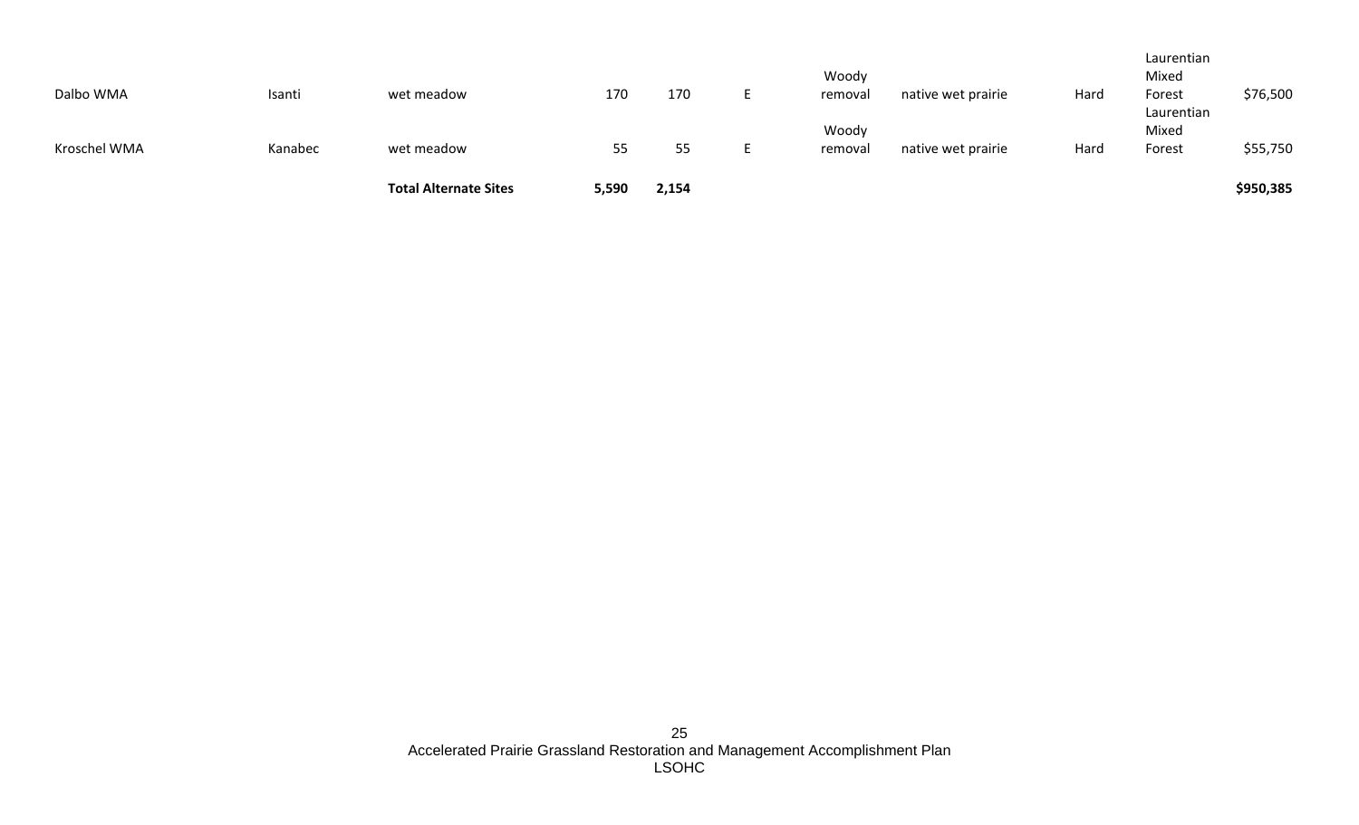| | | | | | | | | | | |
|---|---|---|---|---|---|---|---|---|---|---|
| Dalbo WMA | Isanti | wet meadow | 170 | 170 | E | Woody removal | native wet prairie | Hard | Laurentian Mixed Forest | $76,500 |
| Kroschel WMA | Kanabec | wet meadow | 55 | 55 | E | Woody removal | native wet prairie | Hard | Laurentian Mixed Forest | $55,750 |
| | | **Total Alternate Sites** | **5,590** | **2,154** | | | | | | **$950,385** |